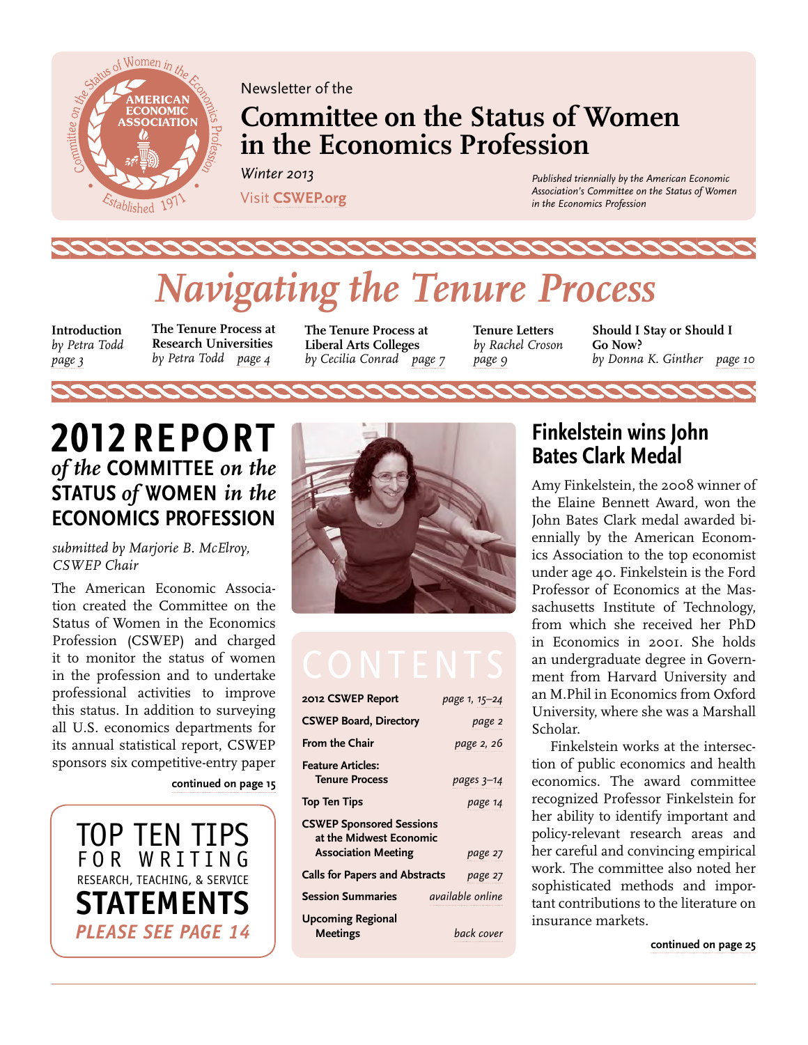Newsletter of the

# Committee on the Status of Women in the Economics Profession

*Winter 2013*

Visit **CSWEP.org**

*Published triennially by the American Economic Association's Committee on the Status of Women in the Economics Profession*

# *Navigating the Tenure Process*

**Introduction**
*by Petra Todd*
*page 3*

**The Tenure Process at Research Universities**
*by Petra Todd page 4*

**The Tenure Process at Liberal Arts Colleges**
*by Cecilia Conrad page 7*

**Tenure Letters**
*by Rachel Croson*
*page 9*

**Should I Stay or Should I Go Now?**
*by Donna K. Ginther page 10*

## 2012 REPORT *of the* COMMITTEE *on the* STATUS *of* WOMEN *in the* ECONOMICS PROFESSION

*submitted by Marjorie B. McElroy, CSWEP Chair*

The American Economic Association created the Committee on the Status of Women in the Economics Profession (CSWEP) and charged it to monitor the status of women in the profession and to undertake professional activities to improve this status. In addition to surveying all U.S. economics departments for its annual statistical report, CSWEP sponsors six competitive-entry paper

**continued on page 15**

TOP TEN TIPS FOR WRITING RESEARCH, TEACHING, & SERVICE **STATEMENTS**
*PLEASE SEE PAGE 14*

## CONTENTS

| | |
|---|---|
| **2012 CSWEP Report** | *page 1, 15–24* |
| **CSWEP Board, Directory** | *page 2* |
| **From the Chair** | *page 2, 26* |
| **Feature Articles: Tenure Process** | *pages 3–14* |
| **Top Ten Tips** | *page 14* |
| **CSWEP Sponsored Sessions at the Midwest Economic Association Meeting** | *page 27* |
| **Calls for Papers and Abstracts** | *page 27* |
| **Session Summaries** | *available online* |
| **Upcoming Regional Meetings** | *back cover* |

## Finkelstein wins John Bates Clark Medal

Amy Finkelstein, the 2008 winner of the Elaine Bennett Award, won the John Bates Clark medal awarded biennially by the American Economics Association to the top economist under age 40. Finkelstein is the Ford Professor of Economics at the Massachusetts Institute of Technology, from which she received her PhD in Economics in 2001. She holds an undergraduate degree in Government from Harvard University and an M.Phil in Economics from Oxford University, where she was a Marshall Scholar.

Finkelstein works at the intersection of public economics and health economics. The award committee recognized Professor Finkelstein for her ability to identify important and policy-relevant research areas and her careful and convincing empirical work. The committee also noted her sophisticated methods and important contributions to the literature on insurance markets.

**continued on page 25**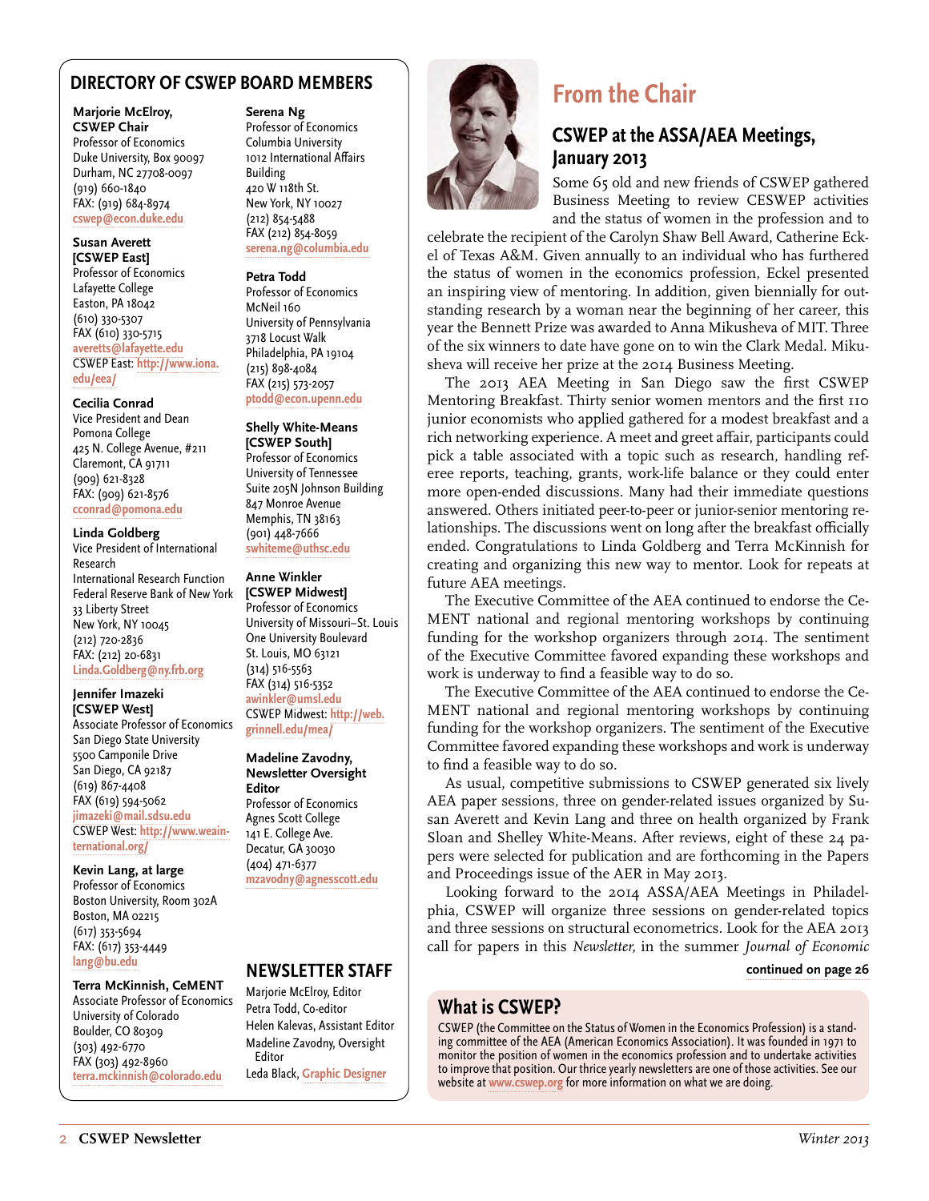## DIRECTORY OF CSWEP BOARD MEMBERS

**Marjorie McElroy, CSWEP Chair**
Professor of Economics
Duke University, Box 90097
Durham, NC 27708-0097
(919) 660-1840
FAX: (919) 684-8974
cswep@econ.duke.edu

**Susan Averett [CSWEP East]**
Professor of Economics
Lafayette College
Easton, PA 18042
(610) 330-5307
FAX (610) 330-5715
averetts@lafayette.edu
CSWEP East: http://www.iona.edu/eea/

**Cecilia Conrad**
Vice President and Dean
Pomona College
425 N. College Avenue, #211
Claremont, CA 91711
(909) 621-8328
FAX: (909) 621-8576
cconrad@pomona.edu

**Linda Goldberg**
Vice President of International Research
International Research Function
Federal Reserve Bank of New York
33 Liberty Street
New York, NY 10045
(212) 720-2836
FAX: (212) 20-6831
Linda.Goldberg@ny.frb.org

**Jennifer Imazeki [CSWEP West]**
Associate Professor of Economics
San Diego State University
5500 Camponile Drive
San Diego, CA 92187
(619) 867-4408
FAX (619) 594-5062
jimazeki@mail.sdsu.edu
CSWEP West: http://www.weainternational.org/

**Kevin Lang, at large**
Professor of Economics
Boston University, Room 302A
Boston, MA 02215
(617) 353-5694
FAX: (617) 353-4449
lang@bu.edu

**Terra McKinnish, CeMENT**
Associate Professor of Economics
University of Colorado
Boulder, CO 80309
(303) 492-6770
FAX (303) 492-8960
terra.mckinnish@colorado.edu

**Serena Ng**
Professor of Economics
Columbia University
1012 International Affairs Building
420 W 118th St.
New York, NY 10027
(212) 854-5488
FAX (212) 854-8059
serena.ng@columbia.edu

**Petra Todd**
Professor of Economics
McNeil 160
University of Pennsylvania
3718 Locust Walk
Philadelphia, PA 19104
(215) 898-4084
FAX (215) 573-2057
ptodd@econ.upenn.edu

**Shelly White-Means [CSWEP South]**
Professor of Economics
University of Tennessee
Suite 205N Johnson Building
847 Monroe Avenue
Memphis, TN 38163
(901) 448-7666
swhiteme@uthsc.edu

**Anne Winkler [CSWEP Midwest]**
Professor of Economics
University of Missouri–St. Louis
One University Boulevard
St. Louis, MO 63121
(314) 516-5563
FAX (314) 516-5352
awinkler@umsl.edu
CSWEP Midwest: http://web.grinnell.edu/mea/

**Madeline Zavodny, Newsletter Oversight Editor**
Professor of Economics
Agnes Scott College
141 E. College Ave.
Decatur, GA 30030
(404) 471-6377
mzavodny@agnesscott.edu

## NEWSLETTER STAFF

Marjorie McElroy, Editor
Petra Todd, Co-editor
Helen Kalevas, Assistant Editor
Madeline Zavodny, Oversight Editor
Leda Black, Graphic Designer

# From the Chair

## CSWEP at the ASSA/AEA Meetings, January 2013

Some 65 old and new friends of CSWEP gathered Business Meeting to review CESWEP activities and the status of women in the profession and to celebrate the recipient of the Carolyn Shaw Bell Award, Catherine Eckel of Texas A&M. Given annually to an individual who has furthered the status of women in the economics profession, Eckel presented an inspiring view of mentoring. In addition, given biennially for outstanding research by a woman near the beginning of her career, this year the Bennett Prize was awarded to Anna Mikusheva of MIT. Three of the six winners to date have gone on to win the Clark Medal. Mikusheva will receive her prize at the 2014 Business Meeting.

The 2013 AEA Meeting in San Diego saw the first CSWEP Mentoring Breakfast. Thirty senior women mentors and the first 110 junior economists who applied gathered for a modest breakfast and a rich networking experience. A meet and greet affair, participants could pick a table associated with a topic such as research, handling referee reports, teaching, grants, work-life balance or they could enter more open-ended discussions. Many had their immediate questions answered. Others initiated peer-to-peer or junior-senior mentoring relationships. The discussions went on long after the breakfast officially ended. Congratulations to Linda Goldberg and Terra McKinnish for creating and organizing this new way to mentor. Look for repeats at future AEA meetings.

The Executive Committee of the AEA continued to endorse the CeMENT national and regional mentoring workshops by continuing funding for the workshop organizers through 2014. The sentiment of the Executive Committee favored expanding these workshops and work is underway to find a feasible way to do so.

The Executive Committee of the AEA continued to endorse the CeMENT national and regional mentoring workshops by continuing funding for the workshop organizers. The sentiment of the Executive Committee favored expanding these workshops and work is underway to find a feasible way to do so.

As usual, competitive submissions to CSWEP generated six lively AEA paper sessions, three on gender-related issues organized by Susan Averett and Kevin Lang and three on health organized by Frank Sloan and Shelley White-Means. After reviews, eight of these 24 papers were selected for publication and are forthcoming in the Papers and Proceedings issue of the AER in May 2013.

Looking forward to the 2014 ASSA/AEA Meetings in Philadelphia, CSWEP will organize three sessions on gender-related topics and three sessions on structural econometrics. Look for the AEA 2013 call for papers in this *Newsletter,* in the summer *Journal of Economic*

**continued on page 26**

## What is CSWEP?

CSWEP (the Committee on the Status of Women in the Economics Profession) is a standing committee of the AEA (American Economics Association). It was founded in 1971 to monitor the position of women in the economics profession and to undertake activities to improve that position. Our thrice yearly newsletters are one of those activities. See our website at www.cswep.org for more information on what we are doing.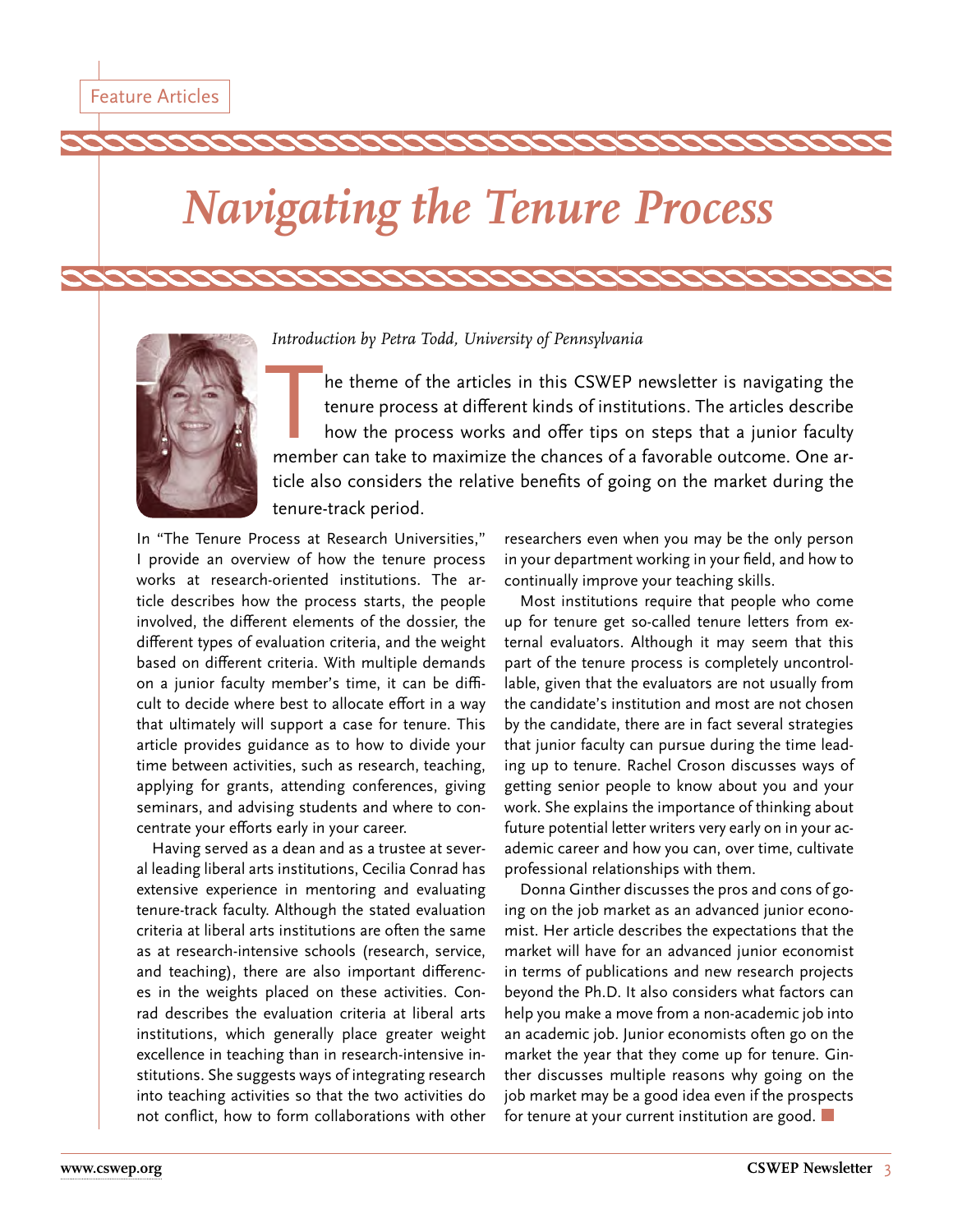Feature Articles

# *Navigating the Tenure Process*

*Introduction by Petra Todd, University of Pennsylvania*

The theme of the articles in this CSWEP newsletter is navigating the tenure process at different kinds of institutions. The articles describe how the process works and offer tips on steps that a junior faculty member can take to maximize the chances of a favorable outcome. One article also considers the relative benefits of going on the market during the tenure-track period.

In "The Tenure Process at Research Universities," I provide an overview of how the tenure process works at research-oriented institutions. The article describes how the process starts, the people involved, the different elements of the dossier, the different types of evaluation criteria, and the weight based on different criteria. With multiple demands on a junior faculty member's time, it can be difficult to decide where best to allocate effort in a way that ultimately will support a case for tenure. This article provides guidance as to how to divide your time between activities, such as research, teaching, applying for grants, attending conferences, giving seminars, and advising students and where to concentrate your efforts early in your career.

Having served as a dean and as a trustee at several leading liberal arts institutions, Cecilia Conrad has extensive experience in mentoring and evaluating tenure-track faculty. Although the stated evaluation criteria at liberal arts institutions are often the same as at research-intensive schools (research, service, and teaching), there are also important differences in the weights placed on these activities. Conrad describes the evaluation criteria at liberal arts institutions, which generally place greater weight excellence in teaching than in research-intensive institutions. She suggests ways of integrating research into teaching activities so that the two activities do not conflict, how to form collaborations with other researchers even when you may be the only person in your department working in your field, and how to continually improve your teaching skills.

Most institutions require that people who come up for tenure get so-called tenure letters from external evaluators. Although it may seem that this part of the tenure process is completely uncontrollable, given that the evaluators are not usually from the candidate's institution and most are not chosen by the candidate, there are in fact several strategies that junior faculty can pursue during the time leading up to tenure. Rachel Croson discusses ways of getting senior people to know about you and your work. She explains the importance of thinking about future potential letter writers very early on in your academic career and how you can, over time, cultivate professional relationships with them.

Donna Ginther discusses the pros and cons of going on the job market as an advanced junior economist. Her article describes the expectations that the market will have for an advanced junior economist in terms of publications and new research projects beyond the Ph.D. It also considers what factors can help you make a move from a non-academic job into an academic job. Junior economists often go on the market the year that they come up for tenure. Ginther discusses multiple reasons why going on the job market may be a good idea even if the prospects for tenure at your current institution are good. ■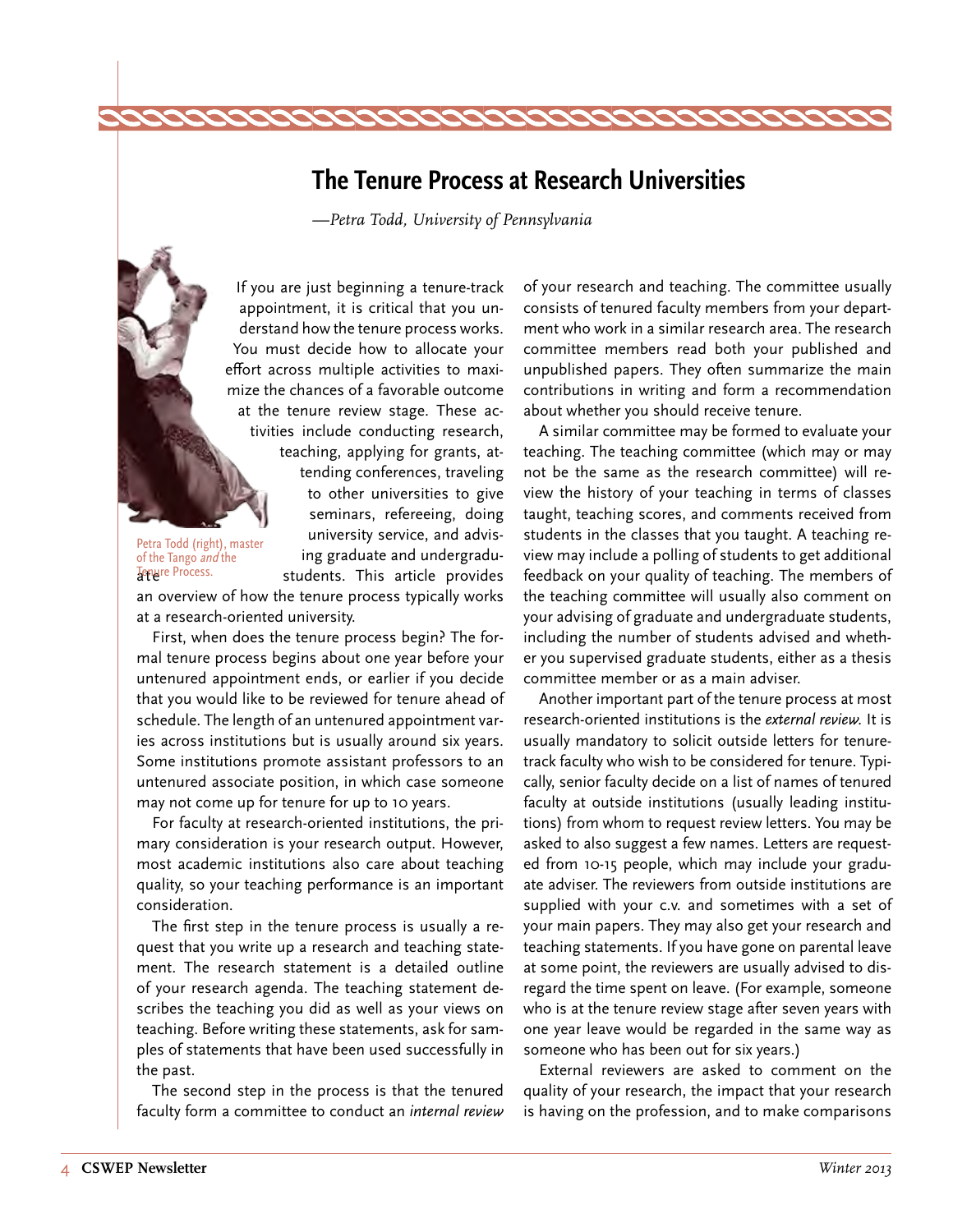## The Tenure Process at Research Universities

*—Petra Todd, University of Pennsylvania*

Petra Todd (right), master of the Tango *and* the Tenure Process.

If you are just beginning a tenure-track appointment, it is critical that you understand how the tenure process works. You must decide how to allocate your effort across multiple activities to maximize the chances of a favorable outcome at the tenure review stage. These activities include conducting research, teaching, applying for grants, attending conferences, traveling to other universities to give seminars, refereeing, doing university service, and advising graduate and undergraduate students. This article provides an overview of how the tenure process typically works at a research-oriented university.

First, when does the tenure process begin? The formal tenure process begins about one year before your untenured appointment ends, or earlier if you decide that you would like to be reviewed for tenure ahead of schedule. The length of an untenured appointment varies across institutions but is usually around six years. Some institutions promote assistant professors to an untenured associate position, in which case someone may not come up for tenure for up to 10 years.

For faculty at research-oriented institutions, the primary consideration is your research output. However, most academic institutions also care about teaching quality, so your teaching performance is an important consideration.

The first step in the tenure process is usually a request that you write up a research and teaching statement. The research statement is a detailed outline of your research agenda. The teaching statement describes the teaching you did as well as your views on teaching. Before writing these statements, ask for samples of statements that have been used successfully in the past.

The second step in the process is that the tenured faculty form a committee to conduct an *internal review* of your research and teaching. The committee usually consists of tenured faculty members from your department who work in a similar research area. The research committee members read both your published and unpublished papers. They often summarize the main contributions in writing and form a recommendation about whether you should receive tenure.

A similar committee may be formed to evaluate your teaching. The teaching committee (which may or may not be the same as the research committee) will review the history of your teaching in terms of classes taught, teaching scores, and comments received from students in the classes that you taught. A teaching review may include a polling of students to get additional feedback on your quality of teaching. The members of the teaching committee will usually also comment on your advising of graduate and undergraduate students, including the number of students advised and whether you supervised graduate students, either as a thesis committee member or as a main adviser.

Another important part of the tenure process at most research-oriented institutions is the *external review.* It is usually mandatory to solicit outside letters for tenure-track faculty who wish to be considered for tenure. Typically, senior faculty decide on a list of names of tenured faculty at outside institutions (usually leading institutions) from whom to request review letters. You may be asked to also suggest a few names. Letters are requested from 10-15 people, which may include your graduate adviser. The reviewers from outside institutions are supplied with your c.v. and sometimes with a set of your main papers. They may also get your research and teaching statements. If you have gone on parental leave at some point, the reviewers are usually advised to disregard the time spent on leave. (For example, someone who is at the tenure review stage after seven years with one year leave would be regarded in the same way as someone who has been out for six years.)

External reviewers are asked to comment on the quality of your research, the impact that your research is having on the profession, and to make comparisons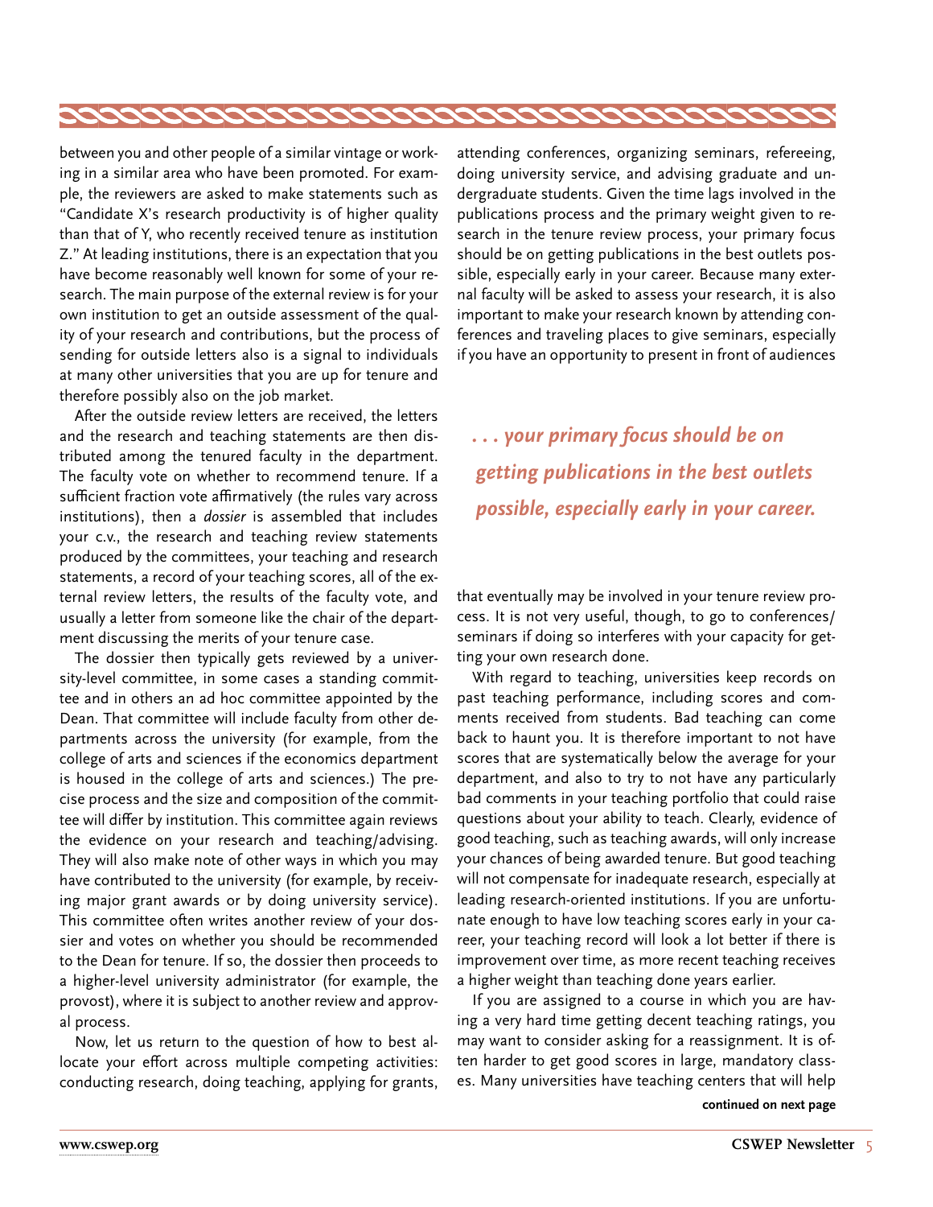between you and other people of a similar vintage or working in a similar area who have been promoted. For example, the reviewers are asked to make statements such as "Candidate X's research productivity is of higher quality than that of Y, who recently received tenure as institution Z." At leading institutions, there is an expectation that you have become reasonably well known for some of your research. The main purpose of the external review is for your own institution to get an outside assessment of the quality of your research and contributions, but the process of sending for outside letters also is a signal to individuals at many other universities that you are up for tenure and therefore possibly also on the job market.

After the outside review letters are received, the letters and the research and teaching statements are then distributed among the tenured faculty in the department. The faculty vote on whether to recommend tenure. If a sufficient fraction vote affirmatively (the rules vary across institutions), then a *dossier* is assembled that includes your c.v., the research and teaching review statements produced by the committees, your teaching and research statements, a record of your teaching scores, all of the external review letters, the results of the faculty vote, and usually a letter from someone like the chair of the department discussing the merits of your tenure case.

The dossier then typically gets reviewed by a university-level committee, in some cases a standing committee and in others an ad hoc committee appointed by the Dean. That committee will include faculty from other departments across the university (for example, from the college of arts and sciences if the economics department is housed in the college of arts and sciences.) The precise process and the size and composition of the committee will differ by institution. This committee again reviews the evidence on your research and teaching/advising. They will also make note of other ways in which you may have contributed to the university (for example, by receiving major grant awards or by doing university service). This committee often writes another review of your dossier and votes on whether you should be recommended to the Dean for tenure. If so, the dossier then proceeds to a higher-level university administrator (for example, the provost), where it is subject to another review and approval process.

Now, let us return to the question of how to best allocate your effort across multiple competing activities: conducting research, doing teaching, applying for grants, attending conferences, organizing seminars, refereeing, doing university service, and advising graduate and undergraduate students. Given the time lags involved in the publications process and the primary weight given to research in the tenure review process, your primary focus should be on getting publications in the best outlets possible, especially early in your career. Because many external faculty will be asked to assess your research, it is also important to make your research known by attending conferences and traveling places to give seminars, especially if you have an opportunity to present in front of audiences that eventually may be involved in your tenure review process. It is not very useful, though, to go to conferences/seminars if doing so interferes with your capacity for getting your own research done.

> ***. . . your primary focus should be on getting publications in the best outlets possible, especially early in your career.***

With regard to teaching, universities keep records on past teaching performance, including scores and comments received from students. Bad teaching can come back to haunt you. It is therefore important to not have scores that are systematically below the average for your department, and also to try to not have any particularly bad comments in your teaching portfolio that could raise questions about your ability to teach. Clearly, evidence of good teaching, such as teaching awards, will only increase your chances of being awarded tenure. But good teaching will not compensate for inadequate research, especially at leading research-oriented institutions. If you are unfortunate enough to have low teaching scores early in your career, your teaching record will look a lot better if there is improvement over time, as more recent teaching receives a higher weight than teaching done years earlier.

If you are assigned to a course in which you are having a very hard time getting decent teaching ratings, you may want to consider asking for a reassignment. It is often harder to get good scores in large, mandatory classes. Many universities have teaching centers that will help

**continued on next page**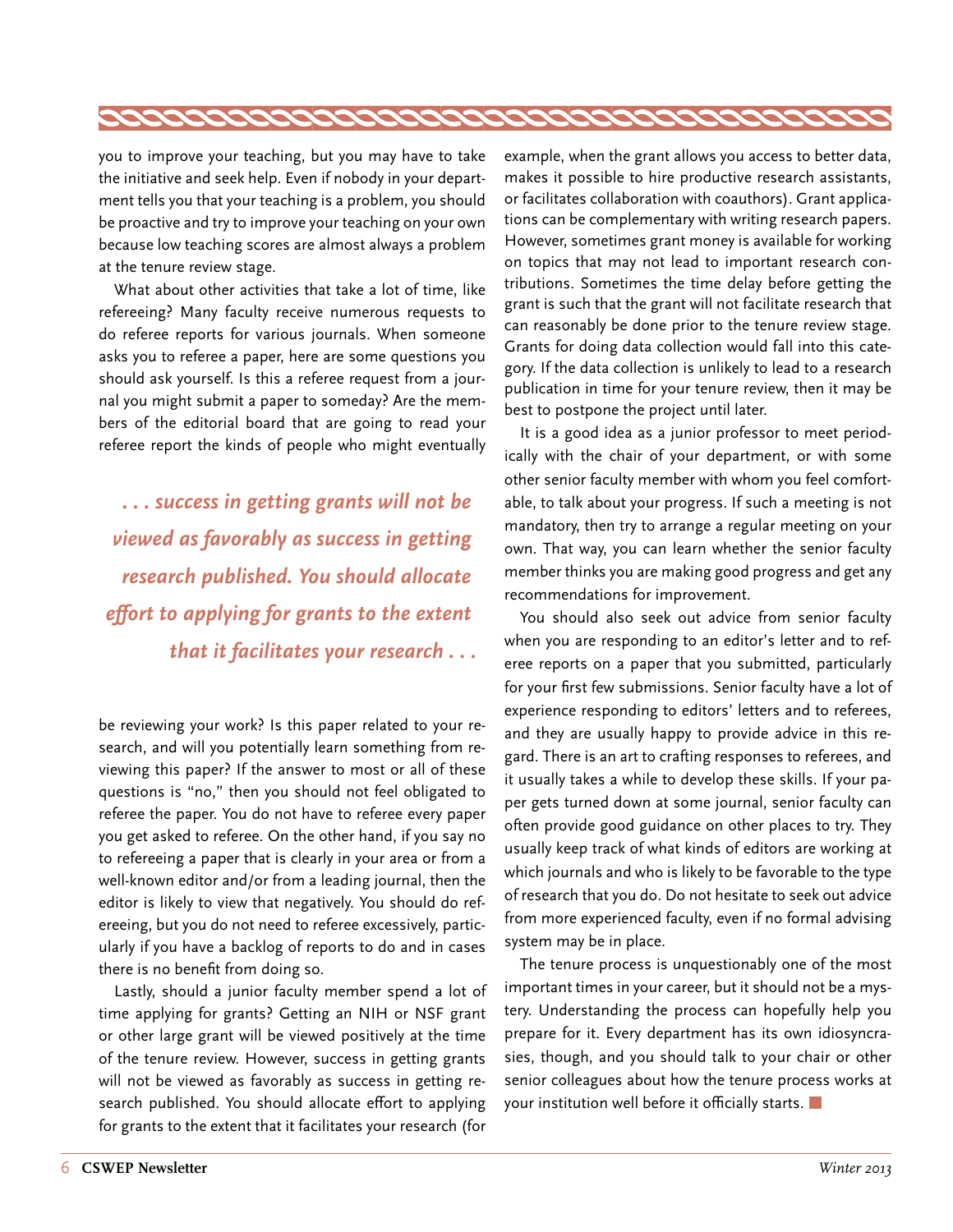you to improve your teaching, but you may have to take the initiative and seek help. Even if nobody in your department tells you that your teaching is a problem, you should be proactive and try to improve your teaching on your own because low teaching scores are almost always a problem at the tenure review stage.

What about other activities that take a lot of time, like refereeing? Many faculty receive numerous requests to do referee reports for various journals. When someone asks you to referee a paper, here are some questions you should ask yourself. Is this a referee request from a journal you might submit a paper to someday? Are the members of the editorial board that are going to read your referee report the kinds of people who might eventually be reviewing your work? Is this paper related to your research, and will you potentially learn something from reviewing this paper? If the answer to most or all of these questions is "no," then you should not feel obligated to referee the paper. You do not have to referee every paper you get asked to referee. On the other hand, if you say no to refereeing a paper that is clearly in your area or from a well-known editor and/or from a leading journal, then the editor is likely to view that negatively. You should do refereeing, but you do not need to referee excessively, particularly if you have a backlog of reports to do and in cases there is no benefit from doing so.

> ***. . . success in getting grants will not be viewed as favorably as success in getting research published. You should allocate effort to applying for grants to the extent that it facilitates your research . . .***

Lastly, should a junior faculty member spend a lot of time applying for grants? Getting an NIH or NSF grant or other large grant will be viewed positively at the time of the tenure review. However, success in getting grants will not be viewed as favorably as success in getting research published. You should allocate effort to applying for grants to the extent that it facilitates your research (for example, when the grant allows you access to better data, makes it possible to hire productive research assistants, or facilitates collaboration with coauthors). Grant applications can be complementary with writing research papers. However, sometimes grant money is available for working on topics that may not lead to important research contributions. Sometimes the time delay before getting the grant is such that the grant will not facilitate research that can reasonably be done prior to the tenure review stage. Grants for doing data collection would fall into this category. If the data collection is unlikely to lead to a research publication in time for your tenure review, then it may be best to postpone the project until later.

It is a good idea as a junior professor to meet periodically with the chair of your department, or with some other senior faculty member with whom you feel comfortable, to talk about your progress. If such a meeting is not mandatory, then try to arrange a regular meeting on your own. That way, you can learn whether the senior faculty member thinks you are making good progress and get any recommendations for improvement.

You should also seek out advice from senior faculty when you are responding to an editor's letter and to referee reports on a paper that you submitted, particularly for your first few submissions. Senior faculty have a lot of experience responding to editors' letters and to referees, and they are usually happy to provide advice in this regard. There is an art to crafting responses to referees, and it usually takes a while to develop these skills. If your paper gets turned down at some journal, senior faculty can often provide good guidance on other places to try. They usually keep track of what kinds of editors are working at which journals and who is likely to be favorable to the type of research that you do. Do not hesitate to seek out advice from more experienced faculty, even if no formal advising system may be in place.

The tenure process is unquestionably one of the most important times in your career, but it should not be a mystery. Understanding the process can hopefully help you prepare for it. Every department has its own idiosyncrasies, though, and you should talk to your chair or other senior colleagues about how the tenure process works at your institution well before it officially starts. ■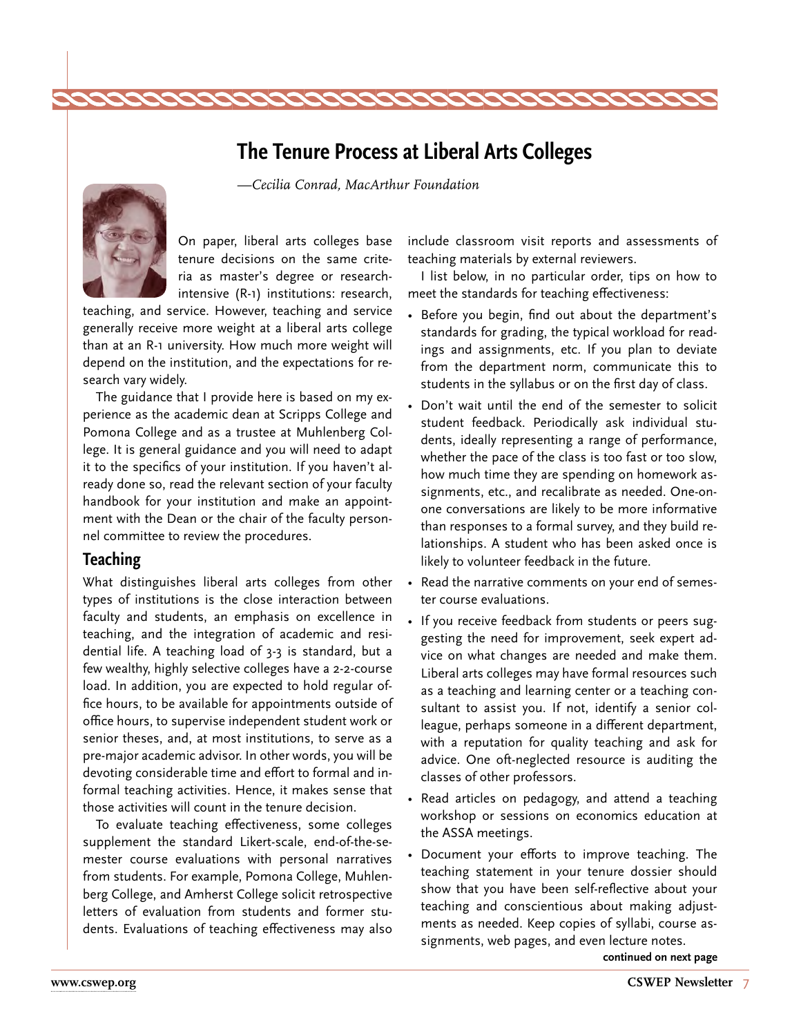## The Tenure Process at Liberal Arts Colleges

*—Cecilia Conrad, MacArthur Foundation*

On paper, liberal arts colleges base tenure decisions on the same criteria as master's degree or research-intensive (R-1) institutions: research, teaching, and service. However, teaching and service generally receive more weight at a liberal arts college than at an R-1 university. How much more weight will depend on the institution, and the expectations for research vary widely.

The guidance that I provide here is based on my experience as the academic dean at Scripps College and Pomona College and as a trustee at Muhlenberg College. It is general guidance and you will need to adapt it to the specifics of your institution. If you haven't already done so, read the relevant section of your faculty handbook for your institution and make an appointment with the Dean or the chair of the faculty personnel committee to review the procedures.

### Teaching

What distinguishes liberal arts colleges from other types of institutions is the close interaction between faculty and students, an emphasis on excellence in teaching, and the integration of academic and residential life. A teaching load of 3-3 is standard, but a few wealthy, highly selective colleges have a 2-2-course load. In addition, you are expected to hold regular office hours, to be available for appointments outside of office hours, to supervise independent student work or senior theses, and, at most institutions, to serve as a pre-major academic advisor. In other words, you will be devoting considerable time and effort to formal and informal teaching activities. Hence, it makes sense that those activities will count in the tenure decision.

To evaluate teaching effectiveness, some colleges supplement the standard Likert-scale, end-of-the-semester course evaluations with personal narratives from students. For example, Pomona College, Muhlenberg College, and Amherst College solicit retrospective letters of evaluation from students and former students. Evaluations of teaching effectiveness may also include classroom visit reports and assessments of teaching materials by external reviewers.

I list below, in no particular order, tips on how to meet the standards for teaching effectiveness:

- Before you begin, find out about the department's standards for grading, the typical workload for readings and assignments, etc. If you plan to deviate from the department norm, communicate this to students in the syllabus or on the first day of class.
- Don't wait until the end of the semester to solicit student feedback. Periodically ask individual students, ideally representing a range of performance, whether the pace of the class is too fast or too slow, how much time they are spending on homework assignments, etc., and recalibrate as needed. One-on-one conversations are likely to be more informative than responses to a formal survey, and they build relationships. A student who has been asked once is likely to volunteer feedback in the future.
- Read the narrative comments on your end of semester course evaluations.
- If you receive feedback from students or peers suggesting the need for improvement, seek expert advice on what changes are needed and make them. Liberal arts colleges may have formal resources such as a teaching and learning center or a teaching consultant to assist you. If not, identify a senior colleague, perhaps someone in a different department, with a reputation for quality teaching and ask for advice. One oft-neglected resource is auditing the classes of other professors.
- Read articles on pedagogy, and attend a teaching workshop or sessions on economics education at the ASSA meetings.
- Document your efforts to improve teaching. The teaching statement in your tenure dossier should show that you have been self-reflective about your teaching and conscientious about making adjustments as needed. Keep copies of syllabi, course assignments, web pages, and even lecture notes.

**continued on next page**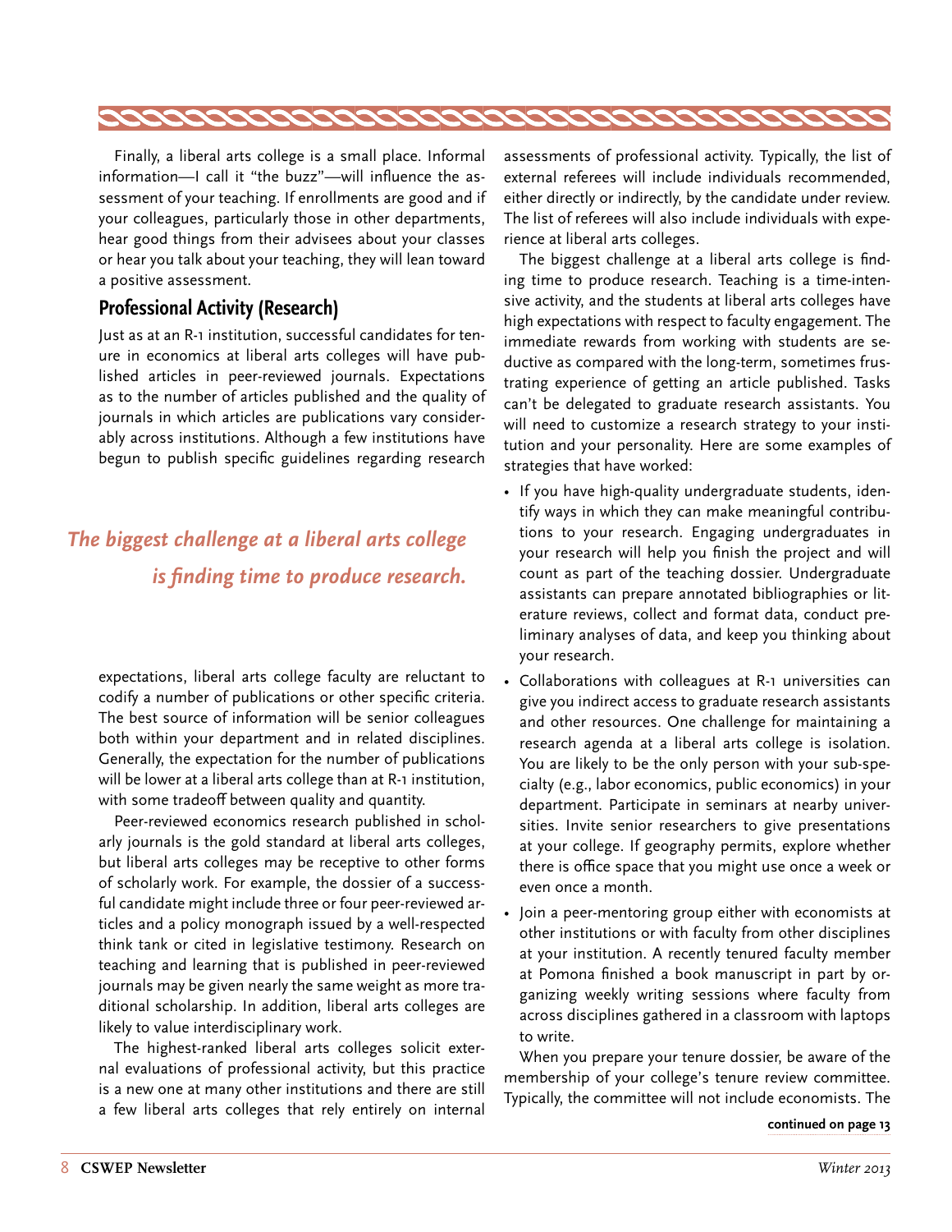Finally, a liberal arts college is a small place. Informal information—I call it "the buzz"—will influence the assessment of your teaching. If enrollments are good and if your colleagues, particularly those in other departments, hear good things from their advisees about your classes or hear you talk about your teaching, they will lean toward a positive assessment.

## Professional Activity (Research)

Just as at an R-1 institution, successful candidates for tenure in economics at liberal arts colleges will have published articles in peer-reviewed journals. Expectations as to the number of articles published and the quality of journals in which articles are publications vary considerably across institutions. Although a few institutions have begun to publish specific guidelines regarding research expectations, liberal arts college faculty are reluctant to codify a number of publications or other specific criteria. The best source of information will be senior colleagues both within your department and in related disciplines. Generally, the expectation for the number of publications will be lower at a liberal arts college than at R-1 institution, with some tradeoff between quality and quantity.

> ***The biggest challenge at a liberal arts college is finding time to produce research.***

Peer-reviewed economics research published in scholarly journals is the gold standard at liberal arts colleges, but liberal arts colleges may be receptive to other forms of scholarly work. For example, the dossier of a successful candidate might include three or four peer-reviewed articles and a policy monograph issued by a well-respected think tank or cited in legislative testimony. Research on teaching and learning that is published in peer-reviewed journals may be given nearly the same weight as more traditional scholarship. In addition, liberal arts colleges are likely to value interdisciplinary work.

The highest-ranked liberal arts colleges solicit external evaluations of professional activity, but this practice is a new one at many other institutions and there are still a few liberal arts colleges that rely entirely on internal assessments of professional activity. Typically, the list of external referees will include individuals recommended, either directly or indirectly, by the candidate under review. The list of referees will also include individuals with experience at liberal arts colleges.

The biggest challenge at a liberal arts college is finding time to produce research. Teaching is a time-intensive activity, and the students at liberal arts colleges have high expectations with respect to faculty engagement. The immediate rewards from working with students are seductive as compared with the long-term, sometimes frustrating experience of getting an article published. Tasks can't be delegated to graduate research assistants. You will need to customize a research strategy to your institution and your personality. Here are some examples of strategies that have worked:

- If you have high-quality undergraduate students, identify ways in which they can make meaningful contributions to your research. Engaging undergraduates in your research will help you finish the project and will count as part of the teaching dossier. Undergraduate assistants can prepare annotated bibliographies or literature reviews, collect and format data, conduct preliminary analyses of data, and keep you thinking about your research.
- Collaborations with colleagues at R-1 universities can give you indirect access to graduate research assistants and other resources. One challenge for maintaining a research agenda at a liberal arts college is isolation. You are likely to be the only person with your sub-specialty (e.g., labor economics, public economics) in your department. Participate in seminars at nearby universities. Invite senior researchers to give presentations at your college. If geography permits, explore whether there is office space that you might use once a week or even once a month.
- Join a peer-mentoring group either with economists at other institutions or with faculty from other disciplines at your institution. A recently tenured faculty member at Pomona finished a book manuscript in part by organizing weekly writing sessions where faculty from across disciplines gathered in a classroom with laptops to write.

When you prepare your tenure dossier, be aware of the membership of your college's tenure review committee. Typically, the committee will not include economists. The

**continued on page 13**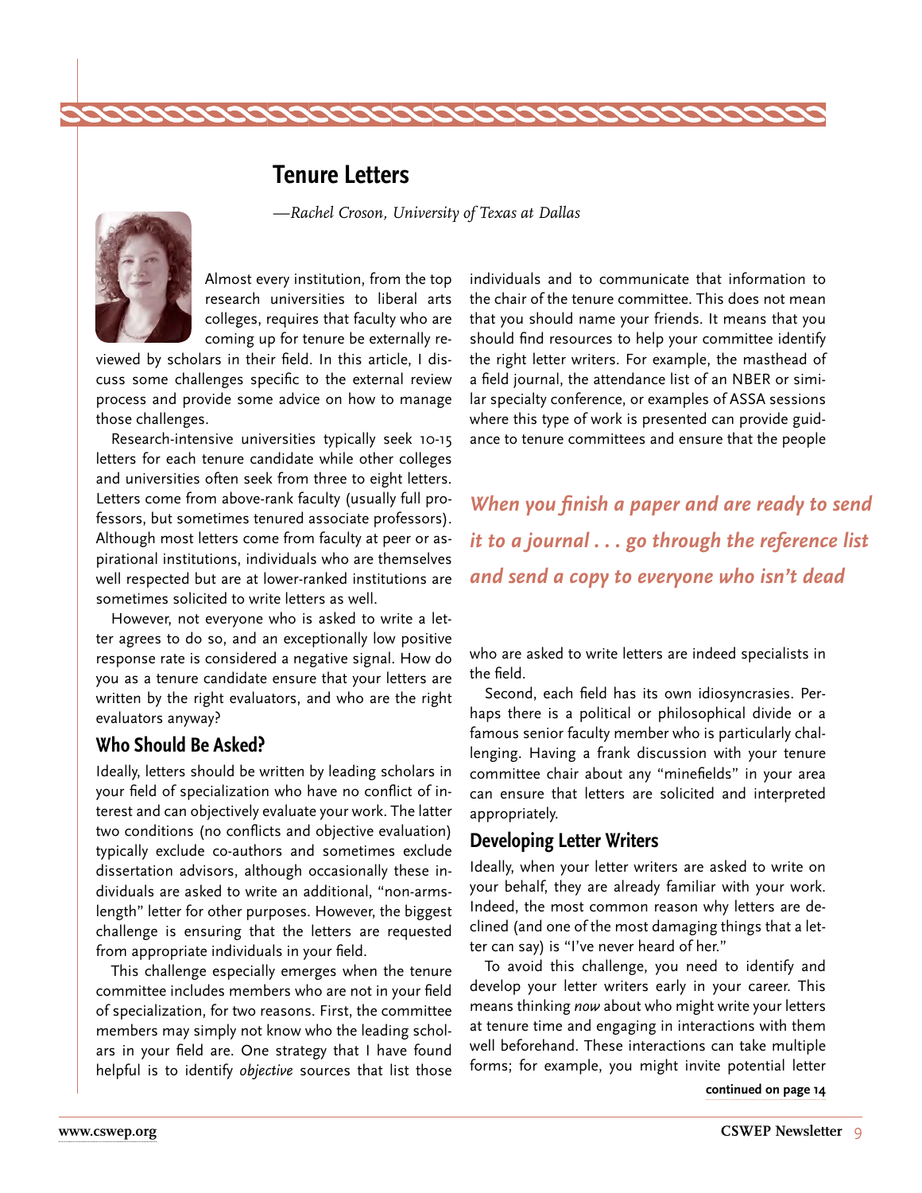# Tenure Letters

*—Rachel Croson, University of Texas at Dallas*

Almost every institution, from the top research universities to liberal arts colleges, requires that faculty who are coming up for tenure be externally reviewed by scholars in their field. In this article, I discuss some challenges specific to the external review process and provide some advice on how to manage those challenges.

Research-intensive universities typically seek 10-15 letters for each tenure candidate while other colleges and universities often seek from three to eight letters. Letters come from above-rank faculty (usually full professors, but sometimes tenured associate professors). Although most letters come from faculty at peer or aspirational institutions, individuals who are themselves well respected but are at lower-ranked institutions are sometimes solicited to write letters as well.

However, not everyone who is asked to write a letter agrees to do so, and an exceptionally low positive response rate is considered a negative signal. How do you as a tenure candidate ensure that your letters are written by the right evaluators, and who are the right evaluators anyway?

## Who Should Be Asked?

Ideally, letters should be written by leading scholars in your field of specialization who have no conflict of interest and can objectively evaluate your work. The latter two conditions (no conflicts and objective evaluation) typically exclude co-authors and sometimes exclude dissertation advisors, although occasionally these individuals are asked to write an additional, "non-arms-length" letter for other purposes. However, the biggest challenge is ensuring that the letters are requested from appropriate individuals in your field.

This challenge especially emerges when the tenure committee includes members who are not in your field of specialization, for two reasons. First, the committee members may simply not know who the leading scholars in your field are. One strategy that I have found helpful is to identify *objective* sources that list those individuals and to communicate that information to the chair of the tenure committee. This does not mean that you should name your friends. It means that you should find resources to help your committee identify the right letter writers. For example, the masthead of a field journal, the attendance list of an NBER or similar specialty conference, or examples of ASSA sessions where this type of work is presented can provide guidance to tenure committees and ensure that the people who are asked to write letters are indeed specialists in the field.

***When you finish a paper and are ready to send it to a journal . . . go through the reference list and send a copy to everyone who isn't dead***

Second, each field has its own idiosyncrasies. Perhaps there is a political or philosophical divide or a famous senior faculty member who is particularly challenging. Having a frank discussion with your tenure committee chair about any "minefields" in your area can ensure that letters are solicited and interpreted appropriately.

## Developing Letter Writers

Ideally, when your letter writers are asked to write on your behalf, they are already familiar with your work. Indeed, the most common reason why letters are declined (and one of the most damaging things that a letter can say) is "I've never heard of her."

To avoid this challenge, you need to identify and develop your letter writers early in your career. This means thinking *now* about who might write your letters at tenure time and engaging in interactions with them well beforehand. These interactions can take multiple forms; for example, you might invite potential letter

**continued on page 14**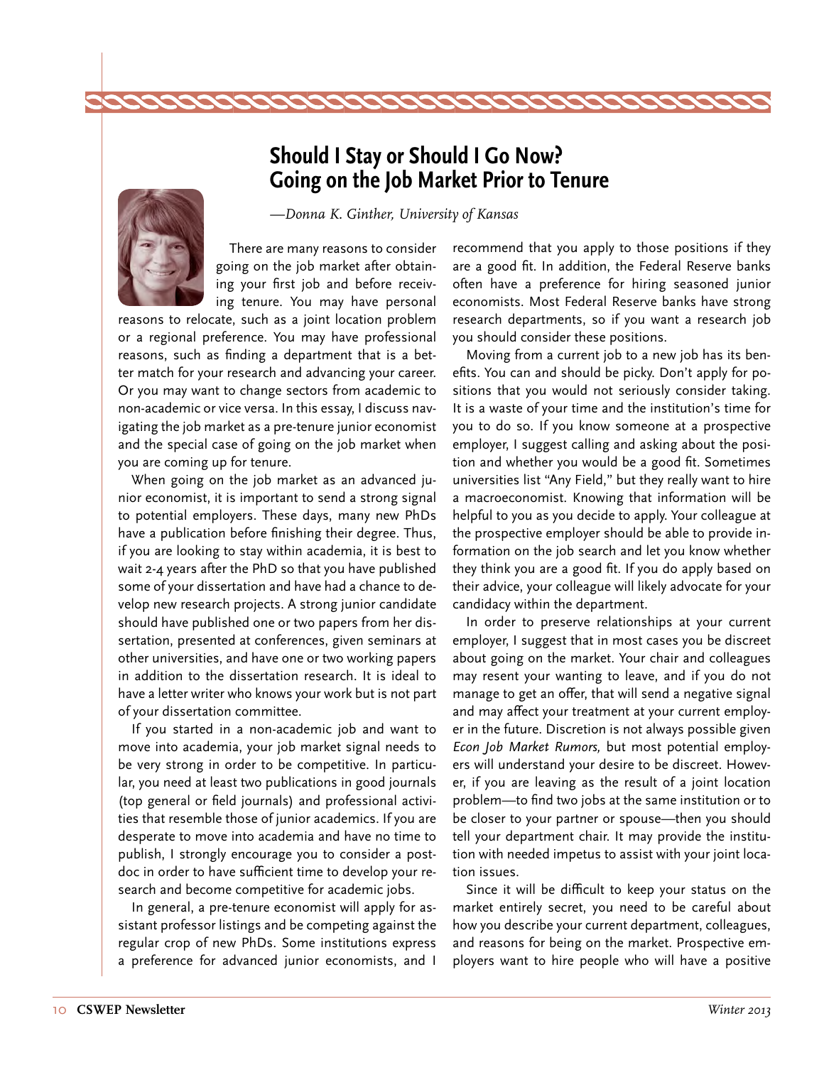# Should I Stay or Should I Go Now? Going on the Job Market Prior to Tenure

*—Donna K. Ginther, University of Kansas*

There are many reasons to consider going on the job market after obtaining your first job and before receiving tenure. You may have personal reasons to relocate, such as a joint location problem or a regional preference. You may have professional reasons, such as finding a department that is a better match for your research and advancing your career. Or you may want to change sectors from academic to non-academic or vice versa. In this essay, I discuss navigating the job market as a pre-tenure junior economist and the special case of going on the job market when you are coming up for tenure.

When going on the job market as an advanced junior economist, it is important to send a strong signal to potential employers. These days, many new PhDs have a publication before finishing their degree. Thus, if you are looking to stay within academia, it is best to wait 2-4 years after the PhD so that you have published some of your dissertation and have had a chance to develop new research projects. A strong junior candidate should have published one or two papers from her dissertation, presented at conferences, given seminars at other universities, and have one or two working papers in addition to the dissertation research. It is ideal to have a letter writer who knows your work but is not part of your dissertation committee.

If you started in a non-academic job and want to move into academia, your job market signal needs to be very strong in order to be competitive. In particular, you need at least two publications in good journals (top general or field journals) and professional activities that resemble those of junior academics. If you are desperate to move into academia and have no time to publish, I strongly encourage you to consider a postdoc in order to have sufficient time to develop your research and become competitive for academic jobs.

In general, a pre-tenure economist will apply for assistant professor listings and be competing against the regular crop of new PhDs. Some institutions express a preference for advanced junior economists, and I recommend that you apply to those positions if they are a good fit. In addition, the Federal Reserve banks often have a preference for hiring seasoned junior economists. Most Federal Reserve banks have strong research departments, so if you want a research job you should consider these positions.

Moving from a current job to a new job has its benefits. You can and should be picky. Don't apply for positions that you would not seriously consider taking. It is a waste of your time and the institution's time for you to do so. If you know someone at a prospective employer, I suggest calling and asking about the position and whether you would be a good fit. Sometimes universities list "Any Field," but they really want to hire a macroeconomist. Knowing that information will be helpful to you as you decide to apply. Your colleague at the prospective employer should be able to provide information on the job search and let you know whether they think you are a good fit. If you do apply based on their advice, your colleague will likely advocate for your candidacy within the department.

In order to preserve relationships at your current employer, I suggest that in most cases you be discreet about going on the market. Your chair and colleagues may resent your wanting to leave, and if you do not manage to get an offer, that will send a negative signal and may affect your treatment at your current employer in the future. Discretion is not always possible given *Econ Job Market Rumors,* but most potential employers will understand your desire to be discreet. However, if you are leaving as the result of a joint location problem—to find two jobs at the same institution or to be closer to your partner or spouse—then you should tell your department chair. It may provide the institution with needed impetus to assist with your joint location issues.

Since it will be difficult to keep your status on the market entirely secret, you need to be careful about how you describe your current department, colleagues, and reasons for being on the market. Prospective employers want to hire people who will have a positive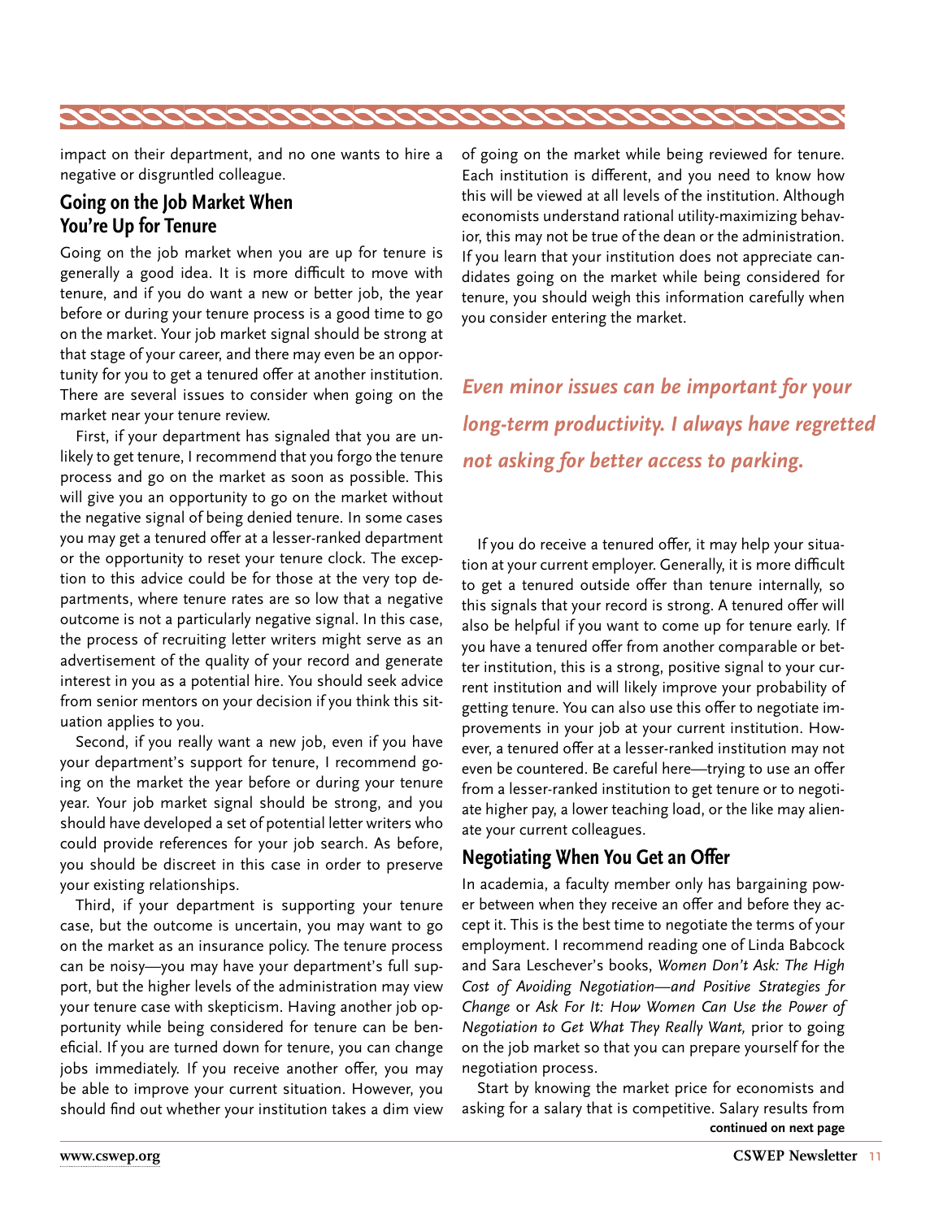impact on their department, and no one wants to hire a negative or disgruntled colleague.

## Going on the Job Market When You're Up for Tenure

Going on the job market when you are up for tenure is generally a good idea. It is more difficult to move with tenure, and if you do want a new or better job, the year before or during your tenure process is a good time to go on the market. Your job market signal should be strong at that stage of your career, and there may even be an opportunity for you to get a tenured offer at another institution. There are several issues to consider when going on the market near your tenure review.

First, if your department has signaled that you are unlikely to get tenure, I recommend that you forgo the tenure process and go on the market as soon as possible. This will give you an opportunity to go on the market without the negative signal of being denied tenure. In some cases you may get a tenured offer at a lesser-ranked department or the opportunity to reset your tenure clock. The exception to this advice could be for those at the very top departments, where tenure rates are so low that a negative outcome is not a particularly negative signal. In this case, the process of recruiting letter writers might serve as an advertisement of the quality of your record and generate interest in you as a potential hire. You should seek advice from senior mentors on your decision if you think this situation applies to you.

Second, if you really want a new job, even if you have your department's support for tenure, I recommend going on the market the year before or during your tenure year. Your job market signal should be strong, and you should have developed a set of potential letter writers who could provide references for your job search. As before, you should be discreet in this case in order to preserve your existing relationships.

Third, if your department is supporting your tenure case, but the outcome is uncertain, you may want to go on the market as an insurance policy. The tenure process can be noisy—you may have your department's full support, but the higher levels of the administration may view your tenure case with skepticism. Having another job opportunity while being considered for tenure can be beneficial. If you are turned down for tenure, you can change jobs immediately. If you receive another offer, you may be able to improve your current situation. However, you should find out whether your institution takes a dim view of going on the market while being reviewed for tenure. Each institution is different, and you need to know how this will be viewed at all levels of the institution. Although economists understand rational utility-maximizing behavior, this may not be true of the dean or the administration. If you learn that your institution does not appreciate candidates going on the market while being considered for tenure, you should weigh this information carefully when you consider entering the market.

***Even minor issues can be important for your long-term productivity. I always have regretted not asking for better access to parking.***

If you do receive a tenured offer, it may help your situation at your current employer. Generally, it is more difficult to get a tenured outside offer than tenure internally, so this signals that your record is strong. A tenured offer will also be helpful if you want to come up for tenure early. If you have a tenured offer from another comparable or better institution, this is a strong, positive signal to your current institution and will likely improve your probability of getting tenure. You can also use this offer to negotiate improvements in your job at your current institution. However, a tenured offer at a lesser-ranked institution may not even be countered. Be careful here—trying to use an offer from a lesser-ranked institution to get tenure or to negotiate higher pay, a lower teaching load, or the like may alienate your current colleagues.

## Negotiating When You Get an Offer

In academia, a faculty member only has bargaining power between when they receive an offer and before they accept it. This is the best time to negotiate the terms of your employment. I recommend reading one of Linda Babcock and Sara Leschever's books, *Women Don't Ask: The High Cost of Avoiding Negotiation—and Positive Strategies for Change* or *Ask For It: How Women Can Use the Power of Negotiation to Get What They Really Want,* prior to going on the job market so that you can prepare yourself for the negotiation process.

Start by knowing the market price for economists and asking for a salary that is competitive. Salary results from

**continued on next page**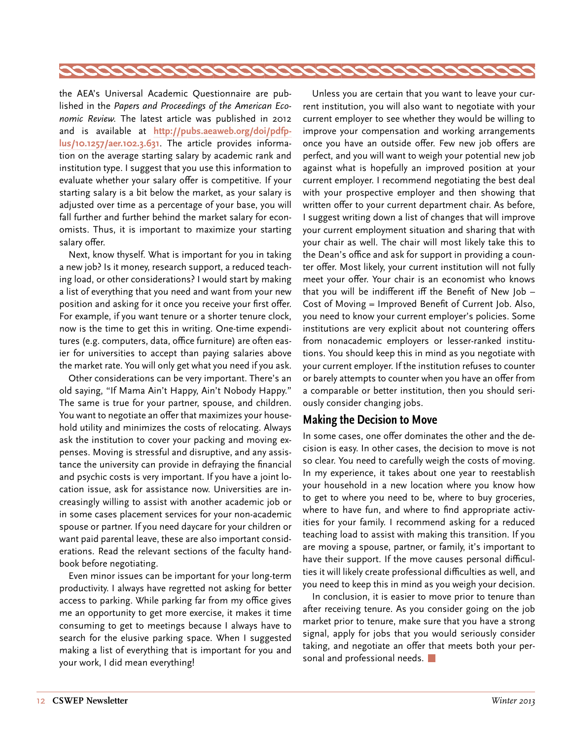the AEA's Universal Academic Questionnaire are published in the *Papers and Proceedings of the American Economic Review*. The latest article was published in 2012 and is available at **http://pubs.aeaweb.org/doi/pdfplus/10.1257/aer.102.3.631**. The article provides information on the average starting salary by academic rank and institution type. I suggest that you use this information to evaluate whether your salary offer is competitive. If your starting salary is a bit below the market, as your salary is adjusted over time as a percentage of your base, you will fall further and further behind the market salary for economists. Thus, it is important to maximize your starting salary offer.

Next, know thyself. What is important for you in taking a new job? Is it money, research support, a reduced teaching load, or other considerations? I would start by making a list of everything that you need and want from your new position and asking for it once you receive your first offer. For example, if you want tenure or a shorter tenure clock, now is the time to get this in writing. One-time expenditures (e.g. computers, data, office furniture) are often easier for universities to accept than paying salaries above the market rate. You will only get what you need if you ask.

Other considerations can be very important. There's an old saying, "If Mama Ain't Happy, Ain't Nobody Happy." The same is true for your partner, spouse, and children. You want to negotiate an offer that maximizes your household utility and minimizes the costs of relocating. Always ask the institution to cover your packing and moving expenses. Moving is stressful and disruptive, and any assistance the university can provide in defraying the financial and psychic costs is very important. If you have a joint location issue, ask for assistance now. Universities are increasingly willing to assist with another academic job or in some cases placement services for your non-academic spouse or partner. If you need daycare for your children or want paid parental leave, these are also important considerations. Read the relevant sections of the faculty handbook before negotiating.

Even minor issues can be important for your long-term productivity. I always have regretted not asking for better access to parking. While parking far from my office gives me an opportunity to get more exercise, it makes it time consuming to get to meetings because I always have to search for the elusive parking space. When I suggested making a list of everything that is important for you and your work, I did mean everything!

Unless you are certain that you want to leave your current institution, you will also want to negotiate with your current employer to see whether they would be willing to improve your compensation and working arrangements once you have an outside offer. Few new job offers are perfect, and you will want to weigh your potential new job against what is hopefully an improved position at your current employer. I recommend negotiating the best deal with your prospective employer and then showing that written offer to your current department chair. As before, I suggest writing down a list of changes that will improve your current employment situation and sharing that with your chair as well. The chair will most likely take this to the Dean's office and ask for support in providing a counter offer. Most likely, your current institution will not fully meet your offer. Your chair is an economist who knows that you will be indifferent iff the Benefit of New Job – Cost of Moving = Improved Benefit of Current Job. Also, you need to know your current employer's policies. Some institutions are very explicit about not countering offers from nonacademic employers or lesser-ranked institutions. You should keep this in mind as you negotiate with your current employer. If the institution refuses to counter or barely attempts to counter when you have an offer from a comparable or better institution, then you should seriously consider changing jobs.

## Making the Decision to Move

In some cases, one offer dominates the other and the decision is easy. In other cases, the decision to move is not so clear. You need to carefully weigh the costs of moving. In my experience, it takes about one year to reestablish your household in a new location where you know how to get to where you need to be, where to buy groceries, where to have fun, and where to find appropriate activities for your family. I recommend asking for a reduced teaching load to assist with making this transition. If you are moving a spouse, partner, or family, it's important to have their support. If the move causes personal difficulties it will likely create professional difficulties as well, and you need to keep this in mind as you weigh your decision.

In conclusion, it is easier to move prior to tenure than after receiving tenure. As you consider going on the job market prior to tenure, make sure that you have a strong signal, apply for jobs that you would seriously consider taking, and negotiate an offer that meets both your personal and professional needs. ■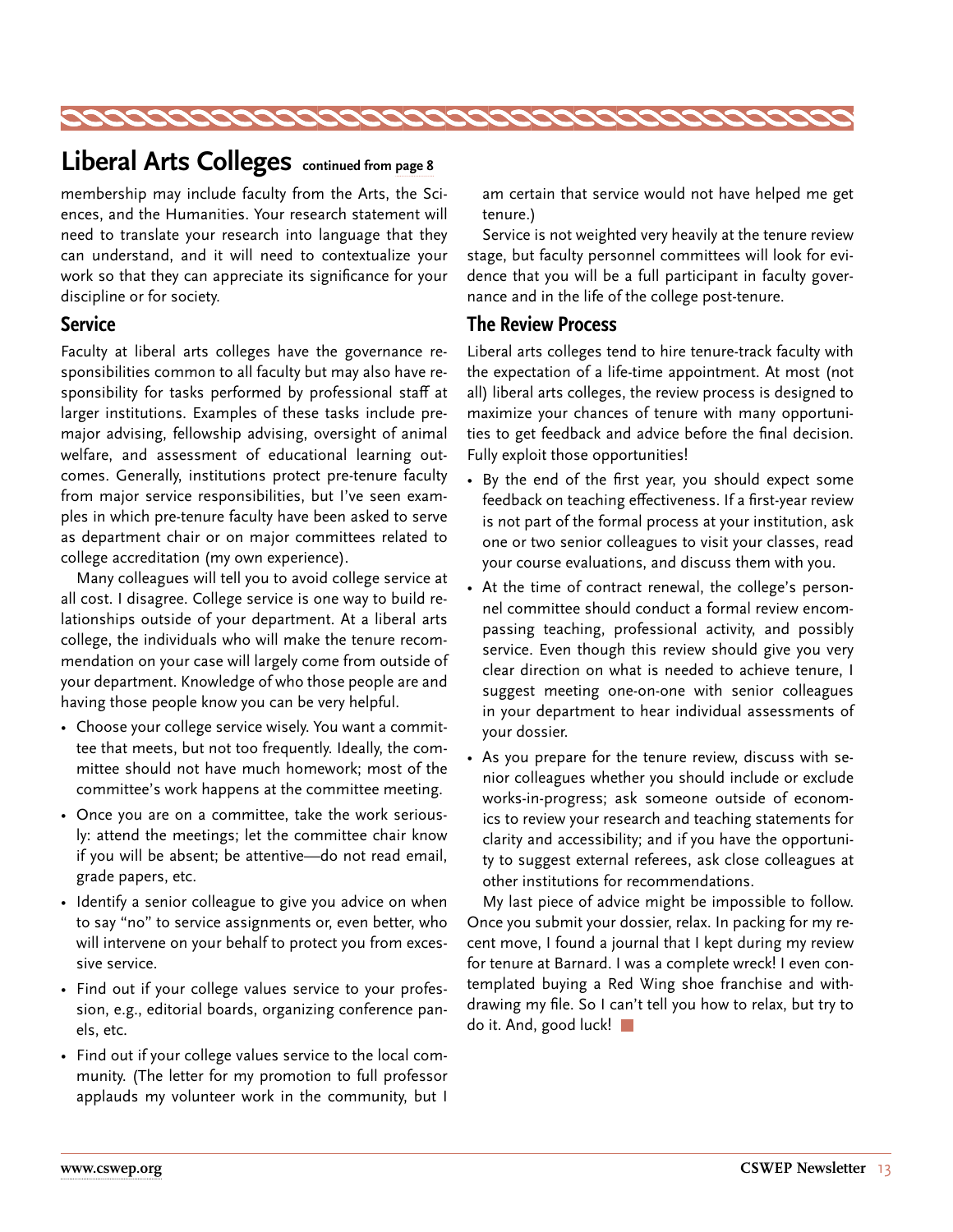## Liberal Arts Colleges continued from page 8

membership may include faculty from the Arts, the Sciences, and the Humanities. Your research statement will need to translate your research into language that they can understand, and it will need to contextualize your work so that they can appreciate its significance for your discipline or for society.

### Service

Faculty at liberal arts colleges have the governance responsibilities common to all faculty but may also have responsibility for tasks performed by professional staff at larger institutions. Examples of these tasks include premajor advising, fellowship advising, oversight of animal welfare, and assessment of educational learning outcomes. Generally, institutions protect pre-tenure faculty from major service responsibilities, but I've seen examples in which pre-tenure faculty have been asked to serve as department chair or on major committees related to college accreditation (my own experience).

Many colleagues will tell you to avoid college service at all cost. I disagree. College service is one way to build relationships outside of your department. At a liberal arts college, the individuals who will make the tenure recommendation on your case will largely come from outside of your department. Knowledge of who those people are and having those people know you can be very helpful.

- Choose your college service wisely. You want a committee that meets, but not too frequently. Ideally, the committee should not have much homework; most of the committee's work happens at the committee meeting.
- Once you are on a committee, take the work seriously: attend the meetings; let the committee chair know if you will be absent; be attentive—do not read email, grade papers, etc.
- Identify a senior colleague to give you advice on when to say "no" to service assignments or, even better, who will intervene on your behalf to protect you from excessive service.
- Find out if your college values service to your profession, e.g., editorial boards, organizing conference panels, etc.
- Find out if your college values service to the local community. (The letter for my promotion to full professor applauds my volunteer work in the community, but I am certain that service would not have helped me get tenure.)

Service is not weighted very heavily at the tenure review stage, but faculty personnel committees will look for evidence that you will be a full participant in faculty governance and in the life of the college post-tenure.

### The Review Process

Liberal arts colleges tend to hire tenure-track faculty with the expectation of a life-time appointment. At most (not all) liberal arts colleges, the review process is designed to maximize your chances of tenure with many opportunities to get feedback and advice before the final decision. Fully exploit those opportunities!

- By the end of the first year, you should expect some feedback on teaching effectiveness. If a first-year review is not part of the formal process at your institution, ask one or two senior colleagues to visit your classes, read your course evaluations, and discuss them with you.
- At the time of contract renewal, the college's personnel committee should conduct a formal review encompassing teaching, professional activity, and possibly service. Even though this review should give you very clear direction on what is needed to achieve tenure, I suggest meeting one-on-one with senior colleagues in your department to hear individual assessments of your dossier.
- As you prepare for the tenure review, discuss with senior colleagues whether you should include or exclude works-in-progress; ask someone outside of economics to review your research and teaching statements for clarity and accessibility; and if you have the opportunity to suggest external referees, ask close colleagues at other institutions for recommendations.

My last piece of advice might be impossible to follow. Once you submit your dossier, relax. In packing for my recent move, I found a journal that I kept during my review for tenure at Barnard. I was a complete wreck! I even contemplated buying a Red Wing shoe franchise and withdrawing my file. So I can't tell you how to relax, but try to do it. And, good luck!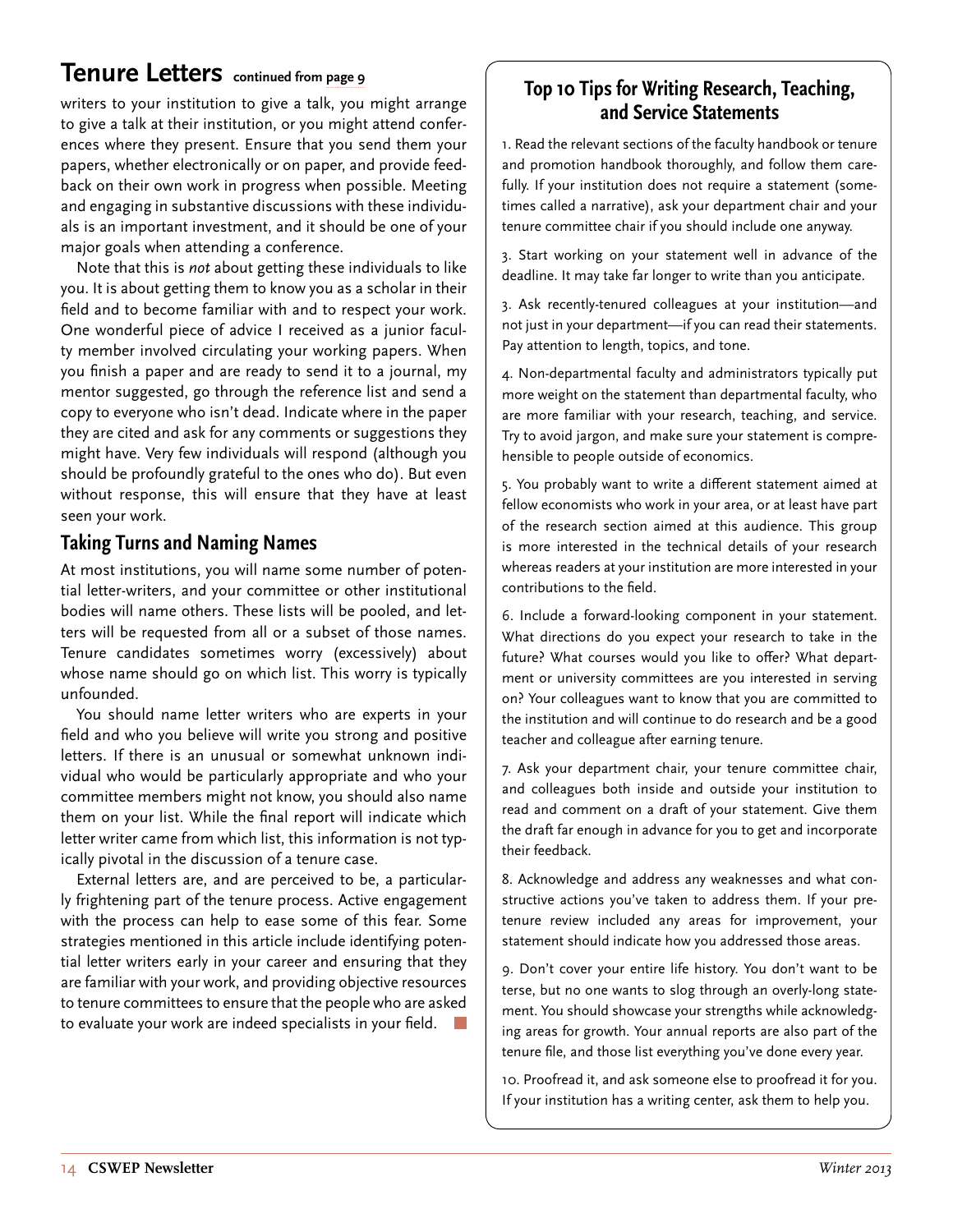## Tenure Letters continued from page 9

writers to your institution to give a talk, you might arrange to give a talk at their institution, or you might attend conferences where they present. Ensure that you send them your papers, whether electronically or on paper, and provide feedback on their own work in progress when possible. Meeting and engaging in substantive discussions with these individuals is an important investment, and it should be one of your major goals when attending a conference.

Note that this is *not* about getting these individuals to like you. It is about getting them to know you as a scholar in their field and to become familiar with and to respect your work. One wonderful piece of advice I received as a junior faculty member involved circulating your working papers. When you finish a paper and are ready to send it to a journal, my mentor suggested, go through the reference list and send a copy to everyone who isn't dead. Indicate where in the paper they are cited and ask for any comments or suggestions they might have. Very few individuals will respond (although you should be profoundly grateful to the ones who do). But even without response, this will ensure that they have at least seen your work.

### Taking Turns and Naming Names

At most institutions, you will name some number of potential letter-writers, and your committee or other institutional bodies will name others. These lists will be pooled, and letters will be requested from all or a subset of those names. Tenure candidates sometimes worry (excessively) about whose name should go on which list. This worry is typically unfounded.

You should name letter writers who are experts in your field and who you believe will write you strong and positive letters. If there is an unusual or somewhat unknown individual who would be particularly appropriate and who your committee members might not know, you should also name them on your list. While the final report will indicate which letter writer came from which list, this information is not typically pivotal in the discussion of a tenure case.

External letters are, and are perceived to be, a particularly frightening part of the tenure process. Active engagement with the process can help to ease some of this fear. Some strategies mentioned in this article include identifying potential letter writers early in your career and ensuring that they are familiar with your work, and providing objective resources to tenure committees to ensure that the people who are asked to evaluate your work are indeed specialists in your field.

### Top 10 Tips for Writing Research, Teaching, and Service Statements

1. Read the relevant sections of the faculty handbook or tenure and promotion handbook thoroughly, and follow them carefully. If your institution does not require a statement (sometimes called a narrative), ask your department chair and your tenure committee chair if you should include one anyway.

3. Start working on your statement well in advance of the deadline. It may take far longer to write than you anticipate.

3. Ask recently-tenured colleagues at your institution—and not just in your department—if you can read their statements. Pay attention to length, topics, and tone.

4. Non-departmental faculty and administrators typically put more weight on the statement than departmental faculty, who are more familiar with your research, teaching, and service. Try to avoid jargon, and make sure your statement is comprehensible to people outside of economics.

5. You probably want to write a different statement aimed at fellow economists who work in your area, or at least have part of the research section aimed at this audience. This group is more interested in the technical details of your research whereas readers at your institution are more interested in your contributions to the field.

6. Include a forward-looking component in your statement. What directions do you expect your research to take in the future? What courses would you like to offer? What department or university committees are you interested in serving on? Your colleagues want to know that you are committed to the institution and will continue to do research and be a good teacher and colleague after earning tenure.

7. Ask your department chair, your tenure committee chair, and colleagues both inside and outside your institution to read and comment on a draft of your statement. Give them the draft far enough in advance for you to get and incorporate their feedback.

8. Acknowledge and address any weaknesses and what constructive actions you've taken to address them. If your pre-tenure review included any areas for improvement, your statement should indicate how you addressed those areas.

9. Don't cover your entire life history. You don't want to be terse, but no one wants to slog through an overly-long statement. You should showcase your strengths while acknowledging areas for growth. Your annual reports are also part of the tenure file, and those list everything you've done every year.

10. Proofread it, and ask someone else to proofread it for you. If your institution has a writing center, ask them to help you.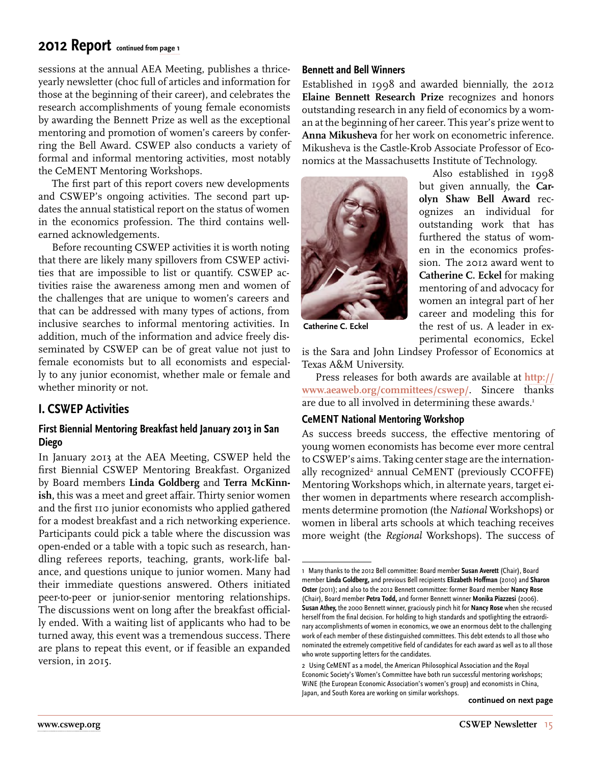## 2012 Report continued from page 1

sessions at the annual AEA Meeting, publishes a thrice-yearly newsletter (choc full of articles and information for those at the beginning of their career), and celebrates the research accomplishments of young female economists by awarding the Bennett Prize as well as the exceptional mentoring and promotion of women's careers by conferring the Bell Award. CSWEP also conducts a variety of formal and informal mentoring activities, most notably the CeMENT Mentoring Workshops.

The first part of this report covers new developments and CSWEP's ongoing activities. The second part updates the annual statistical report on the status of women in the economics profession. The third contains well-earned acknowledgements.

Before recounting CSWEP activities it is worth noting that there are likely many spillovers from CSWEP activities that are impossible to list or quantify. CSWEP activities raise the awareness among men and women of the challenges that are unique to women's careers and that can be addressed with many types of actions, from inclusive searches to informal mentoring activities. In addition, much of the information and advice freely disseminated by CSWEP can be of great value not just to female economists but to all economists and especially to any junior economist, whether male or female and whether minority or not.

## I. CSWEP Activities

### First Biennial Mentoring Breakfast held January 2013 in San Diego

In January 2013 at the AEA Meeting, CSWEP held the first Biennial CSWEP Mentoring Breakfast. Organized by Board members **Linda Goldberg** and **Terra McKinnish**, this was a meet and greet affair. Thirty senior women and the first 110 junior economists who applied gathered for a modest breakfast and a rich networking experience. Participants could pick a table where the discussion was open-ended or a table with a topic such as research, handling referees reports, teaching, grants, work-life balance, and questions unique to junior women. Many had their immediate questions answered. Others initiated peer-to-peer or junior-senior mentoring relationships. The discussions went on long after the breakfast officially ended. With a waiting list of applicants who had to be turned away, this event was a tremendous success. There are plans to repeat this event, or if feasible an expanded version, in 2015.

### Bennett and Bell Winners

Established in 1998 and awarded biennially, the 2012 **Elaine Bennett Research Prize** recognizes and honors outstanding research in any field of economics by a woman at the beginning of her career. This year's prize went to **Anna Mikusheva** for her work on econometric inference. Mikusheva is the Castle-Krob Associate Professor of Economics at the Massachusetts Institute of Technology.

Catherine C. Eckel

Also established in 1998 but given annually, the **Carolyn Shaw Bell Award** recognizes an individual for outstanding work that has furthered the status of women in the economics profession. The 2012 award went to **Catherine C. Eckel** for making mentoring of and advocacy for women an integral part of her career and modeling this for the rest of us. A leader in experimental economics, Eckel is the Sara and John Lindsey Professor of Economics at Texas A&M University.

Press releases for both awards are available at http://www.aeaweb.org/committees/cswep/. Sincere thanks are due to all involved in determining these awards.[1]

### CeMENT National Mentoring Workshop

As success breeds success, the effective mentoring of young women economists has become ever more central to CSWEP's aims. Taking center stage are the internationally recognized[2] annual CeMENT (previously CCOFFE) Mentoring Workshops which, in alternate years, target either women in departments where research accomplishments determine promotion (the *National* Workshops) or women in liberal arts schools at which teaching receives more weight (the *Regional* Workshops). The success of

continued on next page

---

1 Many thanks to the 2012 Bell committee: Board member **Susan Averett** (Chair), Board member **Linda Goldberg,** and previous Bell recipients **Elizabeth Hoffman** (2010) and **Sharon Oster** (2011); and also to the 2012 Bennett committee: former Board member **Nancy Rose** (Chair), Board member **Petra Todd,** and former Bennett winner **Monika Piazzesi** (2006). **Susan Athey,** the 2000 Bennett winner, graciously pinch hit for **Nancy Rose** when she recused herself from the final decision. For holding to high standards and spotlighting the extraordinary accomplishments of women in economics, we owe an enormous debt to the challenging work of each member of these distinguished committees. This debt extends to all those who nominated the extremely competitive field of candidates for each award as well as to all those who wrote supporting letters for the candidates.

2 Using CeMENT as a model, the American Philosophical Association and the Royal Economic Society's Women's Committee have both run successful mentoring workshops; WiNE (the European Economic Association's women's group) and economists in China, Japan, and South Korea are working on similar workshops.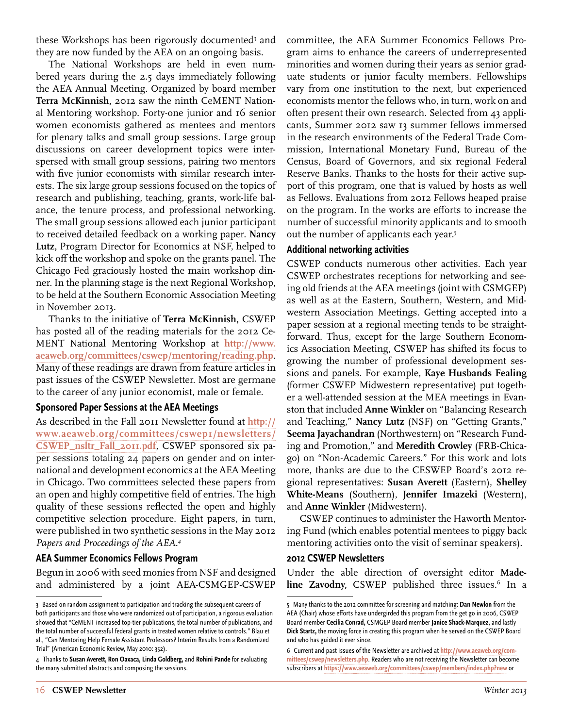these Workshops has been rigorously documented[3] and they are now funded by the AEA on an ongoing basis.

The National Workshops are held in even numbered years during the 2.5 days immediately following the AEA Annual Meeting. Organized by board member **Terra McKinnish,** 2012 saw the ninth CeMENT National Mentoring workshop. Forty-one junior and 16 senior women economists gathered as mentees and mentors for plenary talks and small group sessions. Large group discussions on career development topics were interspersed with small group sessions, pairing two mentors with five junior economists with similar research interests. The six large group sessions focused on the topics of research and publishing, teaching, grants, work-life balance, the tenure process, and professional networking. The small group sessions allowed each junior participant to received detailed feedback on a working paper. **Nancy Lutz,** Program Director for Economics at NSF, helped to kick off the workshop and spoke on the grants panel. The Chicago Fed graciously hosted the main workshop dinner. In the planning stage is the next Regional Workshop, to be held at the Southern Economic Association Meeting in November 2013.

Thanks to the initiative of **Terra McKinnish,** CSWEP has posted all of the reading materials for the 2012 CeMENT National Mentoring Workshop at **http://www.aeaweb.org/committees/cswep/mentoring/reading.php**. Many of these readings are drawn from feature articles in past issues of the CSWEP Newsletter. Most are germane to the career of any junior economist, male or female.

### Sponsored Paper Sessions at the AEA Meetings

As described in the Fall 2011 Newsletter found at **http://www.aeaweb.org/committees/cswep1/newsletters/CSWEP_nsltr_Fall_2011.pdf**, CSWEP sponsored six paper sessions totaling 24 papers on gender and on international and development economics at the AEA Meeting in Chicago. Two committees selected these papers from an open and highly competitive field of entries. The high quality of these sessions reflected the open and highly competitive selection procedure. Eight papers, in turn, were published in two synthetic sessions in the May 2012 *Papers and Proceedings of the AEA*.[4]

### AEA Summer Economics Fellows Program

Begun in 2006 with seed monies from NSF and designed and administered by a joint AEA-CSMGEP-CSWEP committee, the AEA Summer Economics Fellows Program aims to enhance the careers of underrepresented minorities and women during their years as senior graduate students or junior faculty members. Fellowships vary from one institution to the next, but experienced economists mentor the fellows who, in turn, work on and often present their own research. Selected from 43 applicants, Summer 2012 saw 13 summer fellows immersed in the research environments of the Federal Trade Commission, International Monetary Fund, Bureau of the Census, Board of Governors, and six regional Federal Reserve Banks. Thanks to the hosts for their active support of this program, one that is valued by hosts as well as Fellows. Evaluations from 2012 Fellows heaped praise on the program. In the works are efforts to increase the number of successful minority applicants and to smooth out the number of applicants each year.[5]

### Additional networking activities

CSWEP conducts numerous other activities. Each year CSWEP orchestrates receptions for networking and seeing old friends at the AEA meetings (joint with CSMGEP) as well as at the Eastern, Southern, Western, and Midwestern Association Meetings. Getting accepted into a paper session at a regional meeting tends to be straightforward. Thus, except for the large Southern Economics Association Meeting, CSWEP has shifted its focus to growing the number of professional development sessions and panels. For example, **Kaye Husbands Fealing** (former CSWEP Midwestern representative) put together a well-attended session at the MEA meetings in Evanston that included **Anne Winkler** on "Balancing Research and Teaching," **Nancy Lutz** (NSF) on "Getting Grants," **Seema Jayachandran** (Northwestern) on "Research Funding and Promotion," and **Meredith Crowley** (FRB-Chicago) on "Non-Academic Careers." For this work and lots more, thanks are due to the CESWEP Board's 2012 regional representatives: **Susan Averett** (Eastern), **Shelley White-Means** (Southern), **Jennifer Imazeki** (Western), and **Anne Winkler** (Midwestern).

CSWEP continues to administer the Haworth Mentoring Fund (which enables potential mentees to piggy back mentoring activities onto the visit of seminar speakers).

### 2012 CSWEP Newsletters

Under the able direction of oversight editor **Madeline Zavodny,** CSWEP published three issues.[6] In a

---

3 Based on random assignment to participation and tracking the subsequent careers of both participants and those who were randomized out of participation, a rigorous evaluation showed that "CeMENT increased top-tier publications, the total number of publications, and the total number of successful federal grants in treated women relative to controls." Blau et al., "Can Mentoring Help Female Assistant Professors? Interim Results from a Randomized Trial" (American Economic Review, May 2010: 352).

4 Thanks to **Susan Averett, Ron Oaxaca, Linda Goldberg,** and **Rohini Pande** for evaluating the many submitted abstracts and composing the sessions.

5 Many thanks to the 2012 committee for screening and matching: **Dan Newlon** from the AEA (Chair) whose efforts have undergirded this program from the get go in 2006, CSWEP Board member **Cecilia Conrad,** CSMGEP Board member **Janice Shack-Marquez,** and lastly **Dick Startz,** the moving force in creating this program when he served on the CSWEP Board and who has guided it ever since.

6 Current and past issues of the Newsletter are archived at **http://www.aeaweb.org/committees/cswep/newsletters.php**. Readers who are not receiving the Newsletter can become subscribers at **https://www.aeaweb.org/committees/cswep/members/index.php?new** or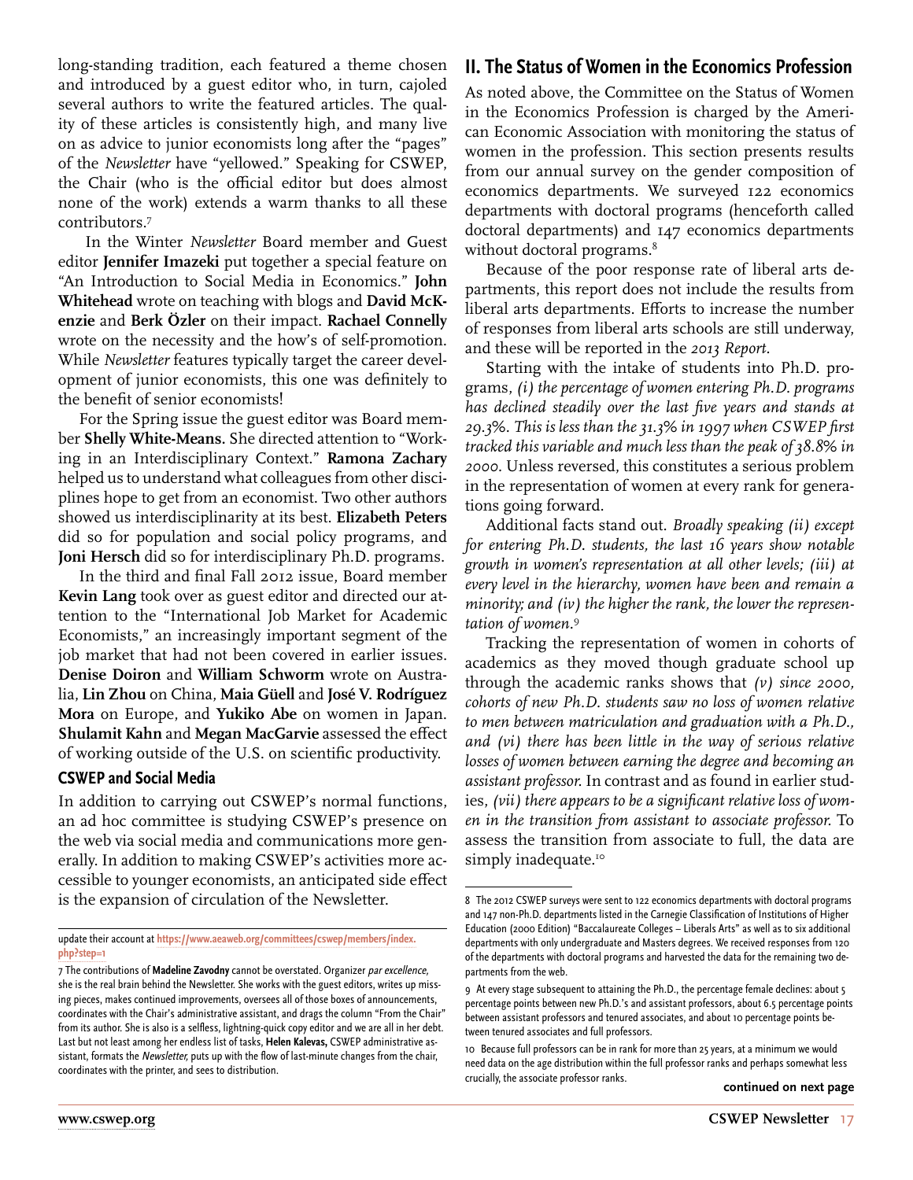long-standing tradition, each featured a theme chosen and introduced by a guest editor who, in turn, cajoled several authors to write the featured articles. The quality of these articles is consistently high, and many live on as advice to junior economists long after the "pages" of the *Newsletter* have "yellowed." Speaking for CSWEP, the Chair (who is the official editor but does almost none of the work) extends a warm thanks to all these contributors.[7]

In the Winter *Newsletter* Board member and Guest editor **Jennifer Imazeki** put together a special feature on "An Introduction to Social Media in Economics." **John Whitehead** wrote on teaching with blogs and **David McKenzie** and **Berk Özler** on their impact. **Rachael Connelly** wrote on the necessity and the how's of self-promotion. While *Newsletter* features typically target the career development of junior economists, this one was definitely to the benefit of senior economists!

For the Spring issue the guest editor was Board member **Shelly White-Means.** She directed attention to "Working in an Interdisciplinary Context." **Ramona Zachary** helped us to understand what colleagues from other disciplines hope to get from an economist. Two other authors showed us interdisciplinarity at its best. **Elizabeth Peters** did so for population and social policy programs, and **Joni Hersch** did so for interdisciplinary Ph.D. programs.

In the third and final Fall 2012 issue, Board member **Kevin Lang** took over as guest editor and directed our attention to the "International Job Market for Academic Economists," an increasingly important segment of the job market that had not been covered in earlier issues. **Denise Doiron** and **William Schworm** wrote on Australia, **Lin Zhou** on China, **Maia Güell** and **José V. Rodríguez Mora** on Europe, and **Yukiko Abe** on women in Japan. **Shulamit Kahn** and **Megan MacGarvie** assessed the effect of working outside of the U.S. on scientific productivity.

### CSWEP and Social Media

In addition to carrying out CSWEP's normal functions, an ad hoc committee is studying CSWEP's presence on the web via social media and communications more generally. In addition to making CSWEP's activities more accessible to younger economists, an anticipated side effect is the expansion of circulation of the Newsletter.

## II. The Status of Women in the Economics Profession

As noted above, the Committee on the Status of Women in the Economics Profession is charged by the American Economic Association with monitoring the status of women in the profession. This section presents results from our annual survey on the gender composition of economics departments. We surveyed 122 economics departments with doctoral programs (henceforth called doctoral departments) and 147 economics departments without doctoral programs.[8]

Because of the poor response rate of liberal arts departments, this report does not include the results from liberal arts departments. Efforts to increase the number of responses from liberal arts schools are still underway, and these will be reported in the *2013 Report*.

Starting with the intake of students into Ph.D. programs, *(i) the percentage of women entering Ph.D. programs has declined steadily over the last five years and stands at 29.3%. This is less than the 31.3% in 1997 when CSWEP first tracked this variable and much less than the peak of 38.8% in 2000*. Unless reversed, this constitutes a serious problem in the representation of women at every rank for generations going forward.

Additional facts stand out. *Broadly speaking (ii) except for entering Ph.D. students, the last 16 years show notable growth in women's representation at all other levels; (iii) at every level in the hierarchy, women have been and remain a minority; and (iv) the higher the rank, the lower the representation of women.*[9]

Tracking the representation of women in cohorts of academics as they moved though graduate school up through the academic ranks shows that *(v) since 2000, cohorts of new Ph.D. students saw no loss of women relative to men between matriculation and graduation with a Ph.D., and (vi) there has been little in the way of serious relative losses of women between earning the degree and becoming an assistant professor.* In contrast and as found in earlier studies, *(vii) there appears to be a significant relative loss of women in the transition from assistant to associate professor.* To assess the transition from associate to full, the data are simply inadequate.[10]

---

update their account at https://www.aeaweb.org/committees/cswep/members/index.php?step=1

[7] The contributions of **Madeline Zavodny** cannot be overstated. Organizer *par excellence*, she is the real brain behind the Newsletter. She works with the guest editors, writes up missing pieces, makes continued improvements, oversees all of those boxes of announcements, coordinates with the Chair's administrative assistant, and drags the column "From the Chair" from its author. She is also is a selfless, lightning-quick copy editor and we are all in her debt. Last but not least among her endless list of tasks, **Helen Kalevas,** CSWEP administrative assistant, formats the *Newsletter,* puts up with the flow of last-minute changes from the chair, coordinates with the printer, and sees to distribution.

[8] The 2012 CSWEP surveys were sent to 122 economics departments with doctoral programs and 147 non-Ph.D. departments listed in the Carnegie Classification of Institutions of Higher Education (2000 Edition) "Baccalaureate Colleges – Liberals Arts" as well as to six additional departments with only undergraduate and Masters degrees. We received responses from 120 of the departments with doctoral programs and harvested the data for the remaining two departments from the web.

[9] At every stage subsequent to attaining the Ph.D., the percentage female declines: about 5 percentage points between new Ph.D.'s and assistant professors, about 6.5 percentage points between assistant professors and tenured associates, and about 10 percentage points between tenured associates and full professors.

[10] Because full professors can be in rank for more than 25 years, at a minimum we would need data on the age distribution within the full professor ranks and perhaps somewhat less crucially, the associate professor ranks.

**continued on next page**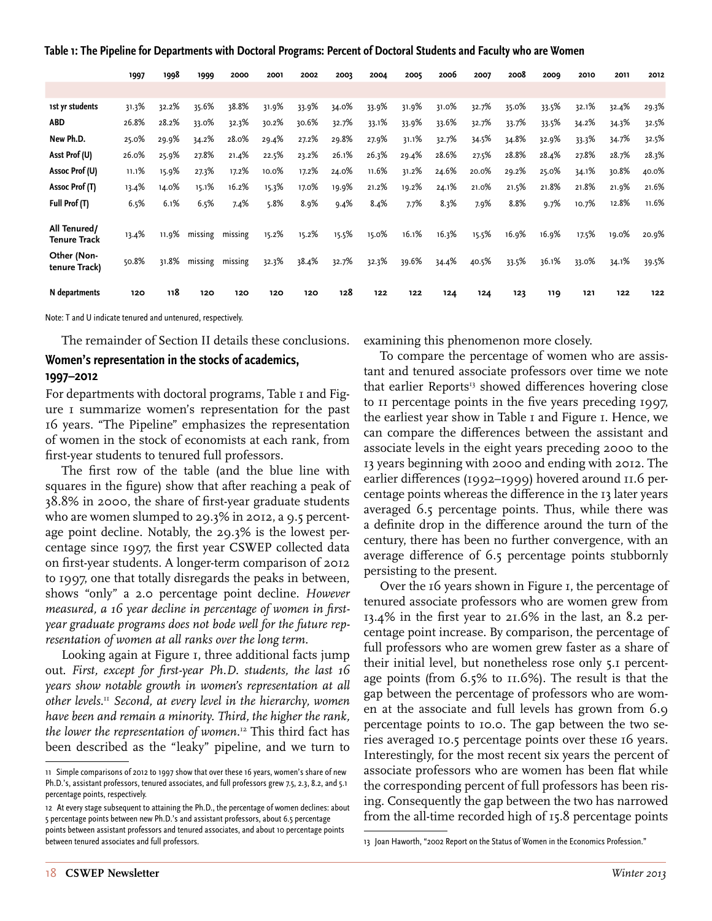**Table 1: The Pipeline for Departments with Doctoral Programs: Percent of Doctoral Students and Faculty who are Women**

| | 1997 | 1998 | 1999 | 2000 | 2001 | 2002 | 2003 | 2004 | 2005 | 2006 | 2007 | 2008 | 2009 | 2010 | 2011 | 2012 |
|---|---|---|---|---|---|---|---|---|---|---|---|---|---|---|---|---|
| 1st yr students | 31.3% | 32.2% | 35.6% | 38.8% | 31.9% | 33.9% | 34.0% | 33.9% | 31.9% | 31.0% | 32.7% | 35.0% | 33.5% | 32.1% | 32.4% | 29.3% |
| ABD | 26.8% | 28.2% | 33.0% | 32.3% | 30.2% | 30.6% | 32.7% | 33.1% | 33.9% | 33.6% | 32.7% | 33.7% | 33.5% | 34.2% | 34.3% | 32.5% |
| New Ph.D. | 25.0% | 29.9% | 34.2% | 28.0% | 29.4% | 27.2% | 29.8% | 27.9% | 31.1% | 32.7% | 34.5% | 34.8% | 32.9% | 33.3% | 34.7% | 32.5% |
| Asst Prof (U) | 26.0% | 25.9% | 27.8% | 21.4% | 22.5% | 23.2% | 26.1% | 26.3% | 29.4% | 28.6% | 27.5% | 28.8% | 28.4% | 27.8% | 28.7% | 28.3% |
| Assoc Prof (U) | 11.1% | 15.9% | 27.3% | 17.2% | 10.0% | 17.2% | 24.0% | 11.6% | 31.2% | 24.6% | 20.0% | 29.2% | 25.0% | 34.1% | 30.8% | 40.0% |
| Assoc Prof (T) | 13.4% | 14.0% | 15.1% | 16.2% | 15.3% | 17.0% | 19.9% | 21.2% | 19.2% | 24.1% | 21.0% | 21.5% | 21.8% | 21.8% | 21.9% | 21.6% |
| Full Prof (T) | 6.5% | 6.1% | 6.5% | 7.4% | 5.8% | 8.9% | 9.4% | 8.4% | 7.7% | 8.3% | 7.9% | 8.8% | 9.7% | 10.7% | 12.8% | 11.6% |
| All Tenured/ Tenure Track | 13.4% | 11.9% | missing | missing | 15.2% | 15.2% | 15.5% | 15.0% | 16.1% | 16.3% | 15.5% | 16.9% | 16.9% | 17.5% | 19.0% | 20.9% |
| Other (Non-tenure Track) | 50.8% | 31.8% | missing | missing | 32.3% | 38.4% | 32.7% | 32.3% | 39.6% | 34.4% | 40.5% | 33.5% | 36.1% | 33.0% | 34.1% | 39.5% |
| N departments | 120 | 118 | 120 | 120 | 120 | 120 | 128 | 122 | 122 | 124 | 124 | 123 | 119 | 121 | 122 | 122 |

Note: T and U indicate tenured and untenured, respectively.

The remainder of Section II details these conclusions.

### Women's representation in the stocks of academics, 1997–2012

For departments with doctoral programs, Table 1 and Figure 1 summarize women's representation for the past 16 years. "The Pipeline" emphasizes the representation of women in the stock of economists at each rank, from first-year students to tenured full professors.

The first row of the table (and the blue line with squares in the figure) show that after reaching a peak of 38.8% in 2000, the share of first-year graduate students who are women slumped to 29.3% in 2012, a 9.5 percentage point decline. Notably, the 29.3% is the lowest percentage since 1997, the first year CSWEP collected data on first-year students. A longer-term comparison of 2012 to 1997, one that totally disregards the peaks in between, shows "only" a 2.0 percentage point decline. *However measured, a 16 year decline in percentage of women in first-year graduate programs does not bode well for the future representation of women at all ranks over the long term.*

Looking again at Figure 1, three additional facts jump out. *First, except for first-year Ph.D. students, the last 16 years show notable growth in women's representation at all other levels.*[11] *Second, at every level in the hierarchy, women have been and remain a minority. Third, the higher the rank, the lower the representation of women.*[12] This third fact has been described as the "leaky" pipeline, and we turn to examining this phenomenon more closely.

To compare the percentage of women who are assistant and tenured associate professors over time we note that earlier Reports[13] showed differences hovering close to 11 percentage points in the five years preceding 1997, the earliest year show in Table 1 and Figure 1. Hence, we can compare the differences between the assistant and associate levels in the eight years preceding 2000 to the 13 years beginning with 2000 and ending with 2012. The earlier differences (1992–1999) hovered around 11.6 percentage points whereas the difference in the 13 later years averaged 6.5 percentage points. Thus, while there was a definite drop in the difference around the turn of the century, there has been no further convergence, with an average difference of 6.5 percentage points stubbornly persisting to the present.

Over the 16 years shown in Figure 1, the percentage of tenured associate professors who are women grew from 13.4% in the first year to 21.6% in the last, an 8.2 percentage point increase. By comparison, the percentage of full professors who are women grew faster as a share of their initial level, but nonetheless rose only 5.1 percentage points (from 6.5% to 11.6%). The result is that the gap between the percentage of professors who are women at the associate and full levels has grown from 6.9 percentage points to 10.0. The gap between the two series averaged 10.5 percentage points over these 16 years. Interestingly, for the most recent six years the percent of associate professors who are women has been flat while the corresponding percent of full professors has been rising. Consequently the gap between the two has narrowed from the all-time recorded high of 15.8 percentage points

---

[11] Simple comparisons of 2012 to 1997 show that over these 16 years, women's share of new Ph.D.'s, assistant professors, tenured associates, and full professors grew 7.5, 2.3, 8.2, and 5.1 percentage points, respectively.

[12] At every stage subsequent to attaining the Ph.D., the percentage of women declines: about 5 percentage points between new Ph.D.'s and assistant professors, about 6.5 percentage points between assistant professors and tenured associates, and about 10 percentage points between tenured associates and full professors.

[13] Joan Haworth, "2002 Report on the Status of Women in the Economics Profession."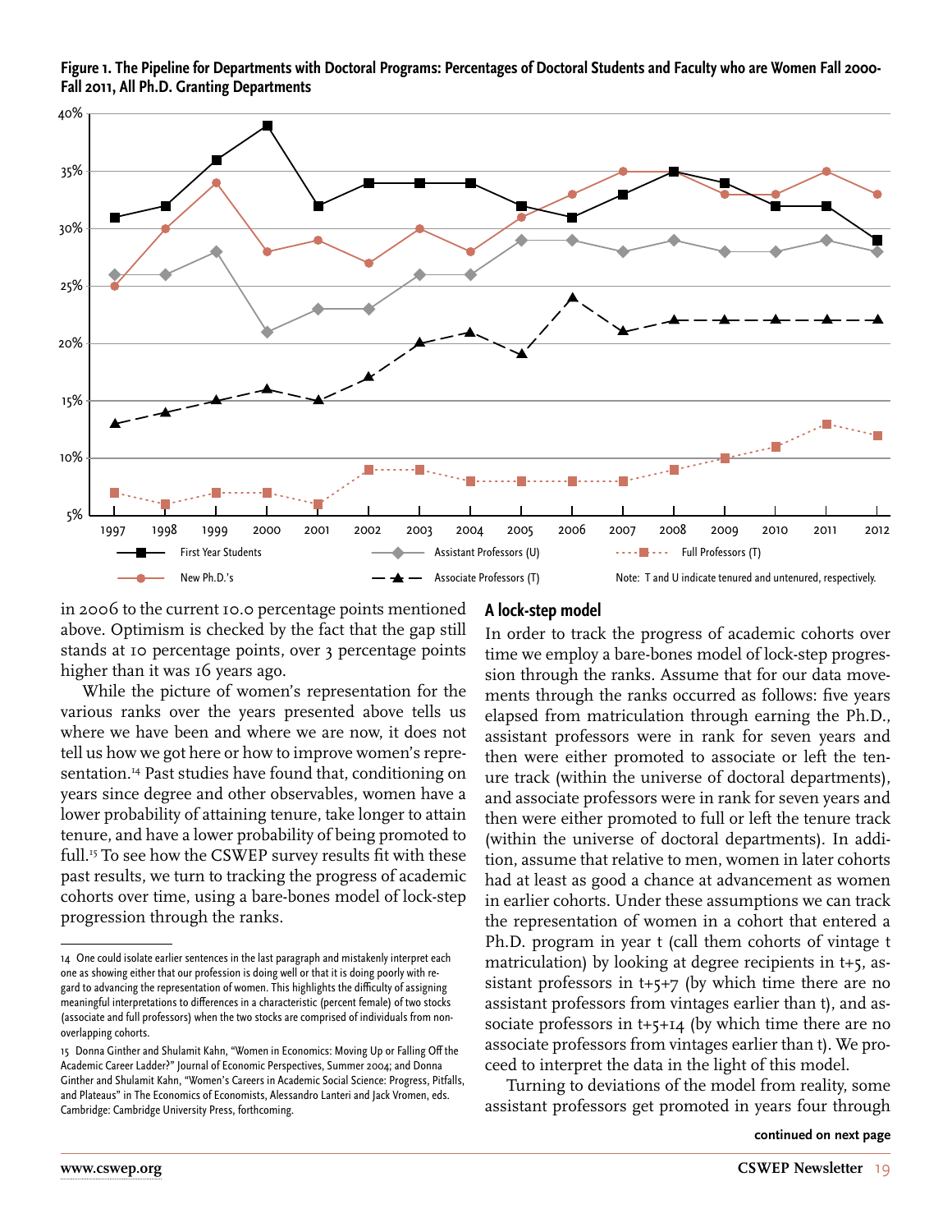**Figure 1. The Pipeline for Departments with Doctoral Programs: Percentages of Doctoral Students and Faculty who are Women Fall 2000-Fall 2011, All Ph.D. Granting Departments**

Note: T and U indicate tenured and untenured, respectively.

in 2006 to the current 10.0 percentage points mentioned above. Optimism is checked by the fact that the gap still stands at 10 percentage points, over 3 percentage points higher than it was 16 years ago.

While the picture of women's representation for the various ranks over the years presented above tells us where we have been and where we are now, it does not tell us how we got here or how to improve women's representation.[14] Past studies have found that, conditioning on years since degree and other observables, women have a lower probability of attaining tenure, take longer to attain tenure, and have a lower probability of being promoted to full.[15] To see how the CSWEP survey results fit with these past results, we turn to tracking the progress of academic cohorts over time, using a bare-bones model of lock-step progression through the ranks.

## A lock-step model

In order to track the progress of academic cohorts over time we employ a bare-bones model of lock-step progression through the ranks. Assume that for our data movements through the ranks occurred as follows: five years elapsed from matriculation through earning the Ph.D., assistant professors were in rank for seven years and then were either promoted to associate or left the tenure track (within the universe of doctoral departments), and associate professors were in rank for seven years and then were either promoted to full or left the tenure track (within the universe of doctoral departments). In addition, assume that relative to men, women in later cohorts had at least as good a chance at advancement as women in earlier cohorts. Under these assumptions we can track the representation of women in a cohort that entered a Ph.D. program in year t (call them cohorts of vintage t matriculation) by looking at degree recipients in t+5, assistant professors in t+5+7 (by which time there are no assistant professors from vintages earlier than t), and associate professors in t+5+14 (by which time there are no associate professors from vintages earlier than t). We proceed to interpret the data in the light of this model.

Turning to deviations of the model from reality, some assistant professors get promoted in years four through

**continued on next page**

---

14 One could isolate earlier sentences in the last paragraph and mistakenly interpret each one as showing either that our profession is doing well or that it is doing poorly with regard to advancing the representation of women. This highlights the difficulty of assigning meaningful interpretations to differences in a characteristic (percent female) of two stocks (associate and full professors) when the two stocks are comprised of individuals from non-overlapping cohorts.

15 Donna Ginther and Shulamit Kahn, "Women in Economics: Moving Up or Falling Off the Academic Career Ladder?" Journal of Economic Perspectives, Summer 2004; and Donna Ginther and Shulamit Kahn, "Women's Careers in Academic Social Science: Progress, Pitfalls, and Plateaus" in The Economics of Economists, Alessandro Lanteri and Jack Vromen, eds. Cambridge: Cambridge University Press, forthcoming.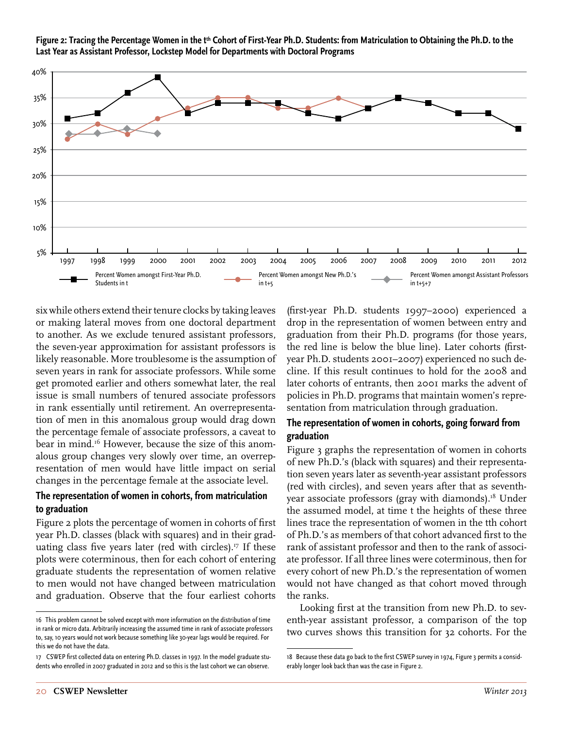**Figure 2: Tracing the Percentage Women in the $t^{th}$ Cohort of First-Year Ph.D. Students: from Matriculation to Obtaining the Ph.D. to the Last Year as Assistant Professor, Lockstep Model for Departments with Doctoral Programs**

six while others extend their tenure clocks by taking leaves or making lateral moves from one doctoral department to another. As we exclude tenured assistant professors, the seven-year approximation for assistant professors is likely reasonable. More troublesome is the assumption of seven years in rank for associate professors. While some get promoted earlier and others somewhat later, the real issue is small numbers of tenured associate professors in rank essentially until retirement. An overrepresentation of men in this anomalous group would drag down the percentage female of associate professors, a caveat to bear in mind.[16] However, because the size of this anomalous group changes very slowly over time, an overrepresentation of men would have little impact on serial changes in the percentage female at the associate level.

### The representation of women in cohorts, from matriculation to graduation

Figure 2 plots the percentage of women in cohorts of first year Ph.D. classes (black with squares) and in their graduating class five years later (red with circles).[17] If these plots were coterminous, then for each cohort of entering graduate students the representation of women relative to men would not have changed between matriculation and graduation. Observe that the four earliest cohorts (first-year Ph.D. students 1997–2000) experienced a drop in the representation of women between entry and graduation from their Ph.D. programs (for those years, the red line is below the blue line). Later cohorts (first-year Ph.D. students 2001–2007) experienced no such decline. If this result continues to hold for the 2008 and later cohorts of entrants, then 2001 marks the advent of policies in Ph.D. programs that maintain women's representation from matriculation through graduation.

### The representation of women in cohorts, going forward from graduation

Figure 3 graphs the representation of women in cohorts of new Ph.D.'s (black with squares) and their representation seven years later as seventh-year assistant professors (red with circles), and seven years after that as seventh-year associate professors (gray with diamonds).[18] Under the assumed model, at time t the heights of these three lines trace the representation of women in the tth cohort of Ph.D.'s as members of that cohort advanced first to the rank of assistant professor and then to the rank of associate professor. If all three lines were coterminous, then for every cohort of new Ph.D.'s the representation of women would not have changed as that cohort moved through the ranks.

Looking first at the transition from new Ph.D. to seventh-year assistant professor, a comparison of the top two curves shows this transition for 32 cohorts. For the

---

16 This problem cannot be solved except with more information on the distribution of time in rank or micro data. Arbitrarily increasing the assumed time in rank of associate professors to, say, 10 years would not work because something like 30-year lags would be required. For this we do not have the data.

17 CSWEP first collected data on entering Ph.D. classes in 1997. In the model graduate students who enrolled in 2007 graduated in 2012 and so this is the last cohort we can observe.

18 Because these data go back to the first CSWEP survey in 1974, Figure 3 permits a considerably longer look back than was the case in Figure 2.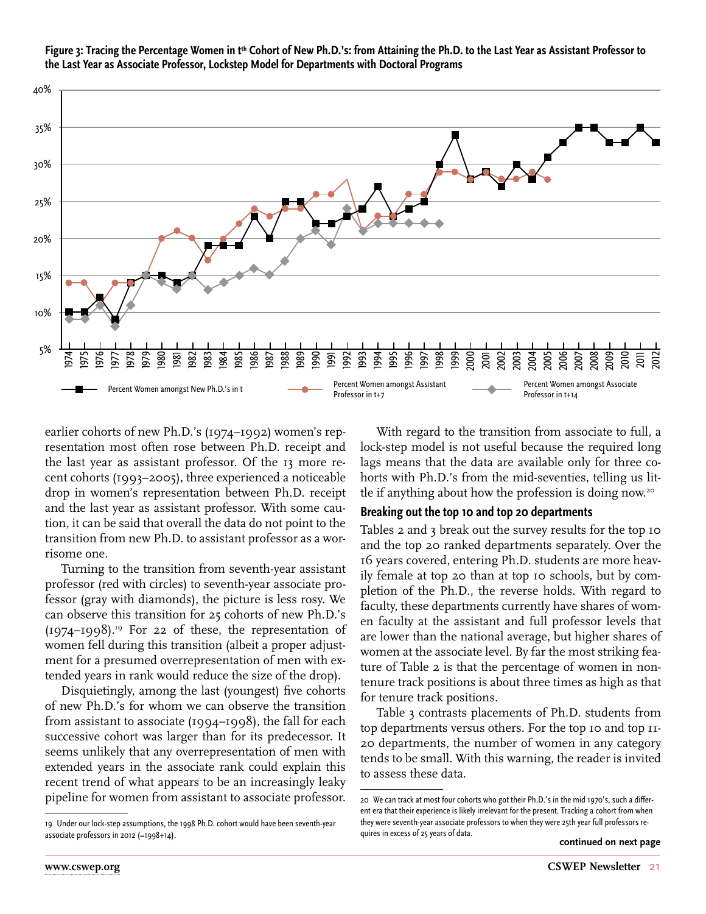**Figure 3: Tracing the Percentage Women in t[th] Cohort of New Ph.D.'s: from Attaining the Ph.D. to the Last Year as Assistant Professor to the Last Year as Associate Professor, Lockstep Model for Departments with Doctoral Programs**

earlier cohorts of new Ph.D.'s (1974–1992) women's representation most often rose between Ph.D. receipt and the last year as assistant professor. Of the 13 more recent cohorts (1993–2005), three experienced a noticeable drop in women's representation between Ph.D. receipt and the last year as assistant professor. With some caution, it can be said that overall the data do not point to the transition from new Ph.D. to assistant professor as a worrisome one.

Turning to the transition from seventh-year assistant professor (red with circles) to seventh-year associate professor (gray with diamonds), the picture is less rosy. We can observe this transition for 25 cohorts of new Ph.D.'s (1974–1998).[19] For 22 of these, the representation of women fell during this transition (albeit a proper adjustment for a presumed overrepresentation of men with extended years in rank would reduce the size of the drop).

Disquietingly, among the last (youngest) five cohorts of new Ph.D.'s for whom we can observe the transition from assistant to associate (1994–1998), the fall for each successive cohort was larger than for its predecessor. It seems unlikely that any overrepresentation of men with extended years in the associate rank could explain this recent trend of what appears to be an increasingly leaky pipeline for women from assistant to associate professor.

With regard to the transition from associate to full, a lock-step model is not useful because the required long lags means that the data are available only for three cohorts with Ph.D.'s from the mid-seventies, telling us little if anything about how the profession is doing now.[20]

### Breaking out the top 10 and top 20 departments

Tables 2 and 3 break out the survey results for the top 10 and the top 20 ranked departments separately. Over the 16 years covered, entering Ph.D. students are more heavily female at top 20 than at top 10 schools, but by completion of the Ph.D., the reverse holds. With regard to faculty, these departments currently have shares of women faculty at the assistant and full professor levels that are lower than the national average, but higher shares of women at the associate level. By far the most striking feature of Table 2 is that the percentage of women in non-tenure track positions is about three times as high as that for tenure track positions.

Table 3 contrasts placements of Ph.D. students from top departments versus others. For the top 10 and top 11-20 departments, the number of women in any category tends to be small. With this warning, the reader is invited to assess these data.

---

19 Under our lock-step assumptions, the 1998 Ph.D. cohort would have been seventh-year associate professors in 2012 (=1998+14).

20 We can track at most four cohorts who got their Ph.D.'s in the mid 1970's, such a different era that their experience is likely irrelevant for the present. Tracking a cohort from when they were seventh-year associate professors to when they were 25th year full professors requires in excess of 25 years of data.

**continued on next page**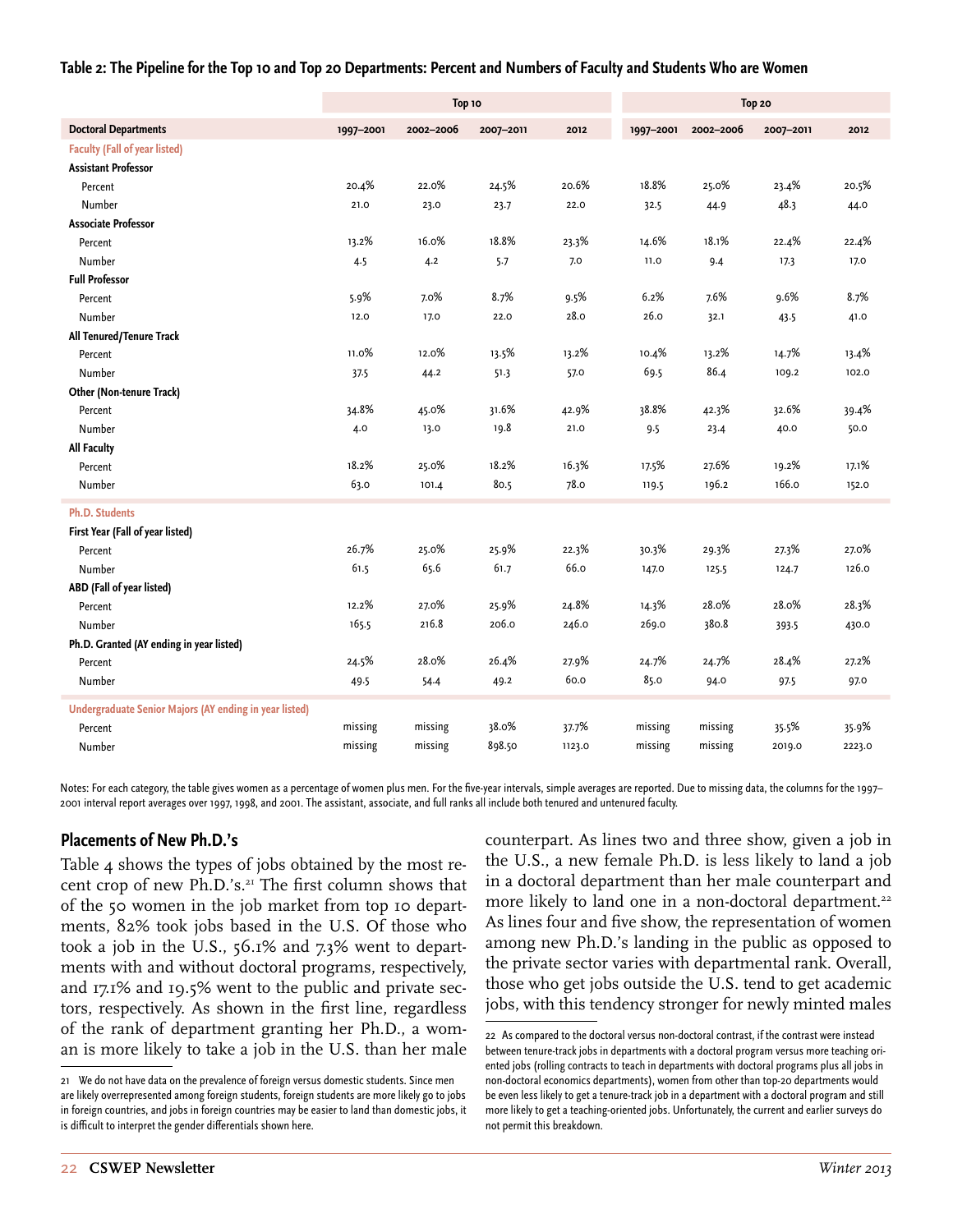**Table 2: The Pipeline for the Top 10 and Top 20 Departments: Percent and Numbers of Faculty and Students Who are Women**

| | Top 10 | | | | Top 20 | | | |
|---|---|---|---|---|---|---|---|---|
| **Doctoral Departments** | **1997–2001** | **2002–2006** | **2007–2011** | **2012** | **1997–2001** | **2002–2006** | **2007–2011** | **2012** |
| **Faculty (Fall of year listed)** | | | | | | | | |
| **Assistant Professor** | | | | | | | | |
| Percent | 20.4% | 22.0% | 24.5% | 20.6% | 18.8% | 25.0% | 23.4% | 20.5% |
| Number | 21.0 | 23.0 | 23.7 | 22.0 | 32.5 | 44.9 | 48.3 | 44.0 |
| **Associate Professor** | | | | | | | | |
| Percent | 13.2% | 16.0% | 18.8% | 23.3% | 14.6% | 18.1% | 22.4% | 22.4% |
| Number | 4.5 | 4.2 | 5.7 | 7.0 | 11.0 | 9.4 | 17.3 | 17.0 |
| **Full Professor** | | | | | | | | |
| Percent | 5.9% | 7.0% | 8.7% | 9.5% | 6.2% | 7.6% | 9.6% | 8.7% |
| Number | 12.0 | 17.0 | 22.0 | 28.0 | 26.0 | 32.1 | 43.5 | 41.0 |
| **All Tenured/Tenure Track** | | | | | | | | |
| Percent | 11.0% | 12.0% | 13.5% | 13.2% | 10.4% | 13.2% | 14.7% | 13.4% |
| Number | 37.5 | 44.2 | 51.3 | 57.0 | 69.5 | 86.4 | 109.2 | 102.0 |
| **Other (Non-tenure Track)** | | | | | | | | |
| Percent | 34.8% | 45.0% | 31.6% | 42.9% | 38.8% | 42.3% | 32.6% | 39.4% |
| Number | 4.0 | 13.0 | 19.8 | 21.0 | 9.5 | 23.4 | 40.0 | 50.0 |
| **All Faculty** | | | | | | | | |
| Percent | 18.2% | 25.0% | 18.2% | 16.3% | 17.5% | 27.6% | 19.2% | 17.1% |
| Number | 63.0 | 101.4 | 80.5 | 78.0 | 119.5 | 196.2 | 166.0 | 152.0 |
| **Ph.D. Students** | | | | | | | | |
| **First Year (Fall of year listed)** | | | | | | | | |
| Percent | 26.7% | 25.0% | 25.9% | 22.3% | 30.3% | 29.3% | 27.3% | 27.0% |
| Number | 61.5 | 65.6 | 61.7 | 66.0 | 147.0 | 125.5 | 124.7 | 126.0 |
| **ABD (Fall of year listed)** | | | | | | | | |
| Percent | 12.2% | 27.0% | 25.9% | 24.8% | 14.3% | 28.0% | 28.0% | 28.3% |
| Number | 165.5 | 216.8 | 206.0 | 246.0 | 269.0 | 380.8 | 393.5 | 430.0 |
| **Ph.D. Granted (AY ending in year listed)** | | | | | | | | |
| Percent | 24.5% | 28.0% | 26.4% | 27.9% | 24.7% | 24.7% | 28.4% | 27.2% |
| Number | 49.5 | 54.4 | 49.2 | 60.0 | 85.0 | 94.0 | 97.5 | 97.0 |
| **Undergraduate Senior Majors (AY ending in year listed)** | | | | | | | | |
| Percent | missing | missing | 38.0% | 37.7% | missing | missing | 35.5% | 35.9% |
| Number | missing | missing | 898.50 | 1123.0 | missing | missing | 2019.0 | 2223.0 |

Notes: For each category, the table gives women as a percentage of women plus men. For the five-year intervals, simple averages are reported. Due to missing data, the columns for the 1997–2001 interval report averages over 1997, 1998, and 2001. The assistant, associate, and full ranks all include both tenured and untenured faculty.

## Placements of New Ph.D.'s

Table 4 shows the types of jobs obtained by the most recent crop of new Ph.D.'s.[21] The first column shows that of the 50 women in the job market from top 10 departments, 82% took jobs based in the U.S. Of those who took a job in the U.S., 56.1% and 7.3% went to departments with and without doctoral programs, respectively, and 17.1% and 19.5% went to the public and private sectors, respectively. As shown in the first line, regardless of the rank of department granting her Ph.D., a woman is more likely to take a job in the U.S. than her male counterpart. As lines two and three show, given a job in the U.S., a new female Ph.D. is less likely to land a job in a doctoral department than her male counterpart and more likely to land one in a non-doctoral department.[22] As lines four and five show, the representation of women among new Ph.D.'s landing in the public as opposed to the private sector varies with departmental rank. Overall, those who get jobs outside the U.S. tend to get academic jobs, with this tendency stronger for newly minted males

[21] We do not have data on the prevalence of foreign versus domestic students. Since men are likely overrepresented among foreign students, foreign students are more likely go to jobs in foreign countries, and jobs in foreign countries may be easier to land than domestic jobs, it is difficult to interpret the gender differentials shown here.

[22] As compared to the doctoral versus non-doctoral contrast, if the contrast were instead between tenure-track jobs in departments with a doctoral program versus more teaching oriented jobs (rolling contracts to teach in departments with doctoral programs plus all jobs in non-doctoral economics departments), women from other than top-20 departments would be even less likely to get a tenure-track job in a department with a doctoral program and still more likely to get a teaching-oriented jobs. Unfortunately, the current and earlier surveys do not permit this breakdown.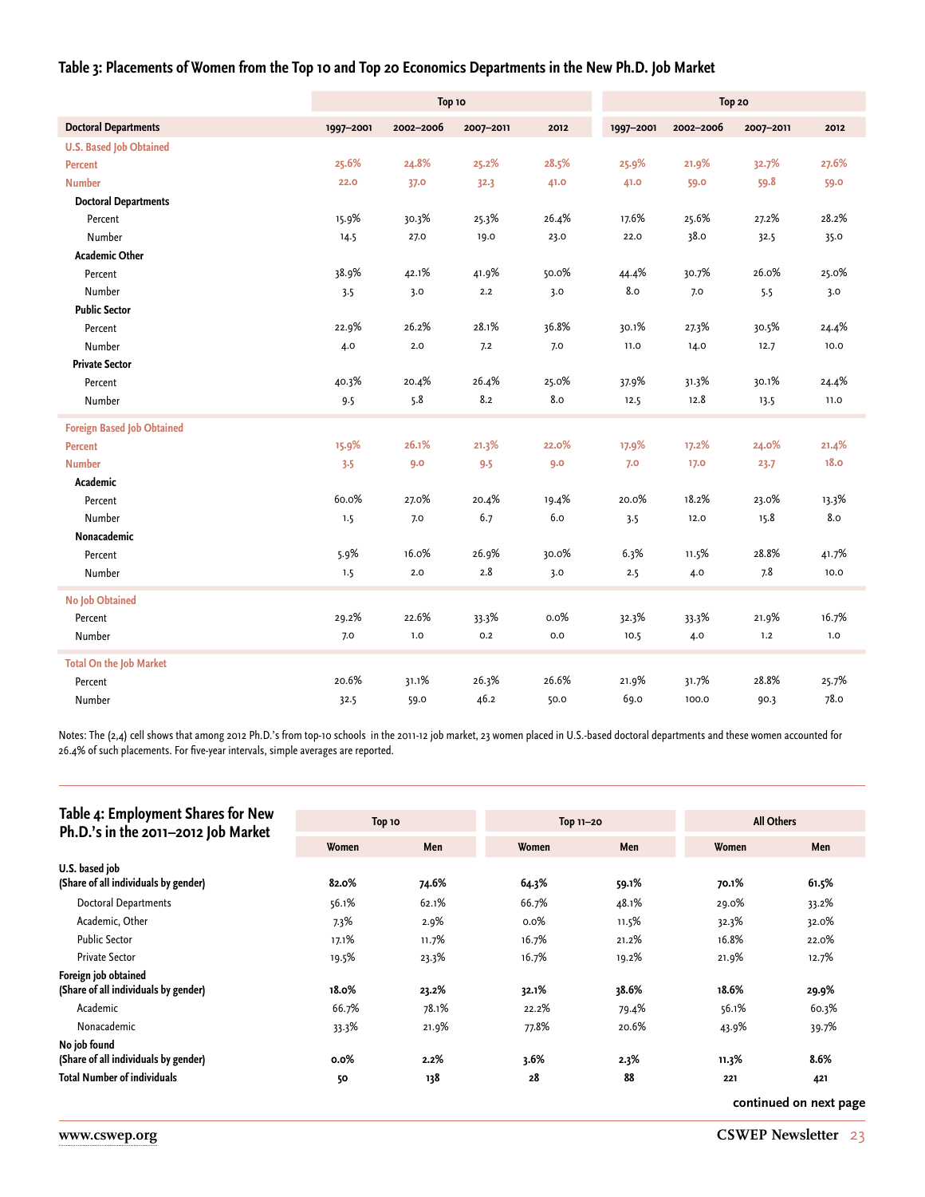**Table 3: Placements of Women from the Top 10 and Top 20 Economics Departments in the New Ph.D. Job Market**

| | Top 10 | | | | Top 20 | | | |
|---|---|---|---|---|---|---|---|---|
| **Doctoral Departments** | 1997–2001 | 2002–2006 | 2007–2011 | 2012 | 1997–2001 | 2002–2006 | 2007–2011 | 2012 |
| **U.S. Based Job Obtained** | | | | | | | | |
| **Percent** | **25.6%** | **24.8%** | **25.2%** | **28.5%** | **25.9%** | **21.9%** | **32.7%** | **27.6%** |
| **Number** | **22.0** | **37.0** | **32.3** | **41.0** | **41.0** | **59.0** | **59.8** | **59.0** |
| **Doctoral Departments** | | | | | | | | |
| Percent | 15.9% | 30.3% | 25.3% | 26.4% | 17.6% | 25.6% | 27.2% | 28.2% |
| Number | 14.5 | 27.0 | 19.0 | 23.0 | 22.0 | 38.0 | 32.5 | 35.0 |
| **Academic Other** | | | | | | | | |
| Percent | 38.9% | 42.1% | 41.9% | 50.0% | 44.4% | 30.7% | 26.0% | 25.0% |
| Number | 3.5 | 3.0 | 2.2 | 3.0 | 8.0 | 7.0 | 5.5 | 3.0 |
| **Public Sector** | | | | | | | | |
| Percent | 22.9% | 26.2% | 28.1% | 36.8% | 30.1% | 27.3% | 30.5% | 24.4% |
| Number | 4.0 | 2.0 | 7.2 | 7.0 | 11.0 | 14.0 | 12.7 | 10.0 |
| **Private Sector** | | | | | | | | |
| Percent | 40.3% | 20.4% | 26.4% | 25.0% | 37.9% | 31.3% | 30.1% | 24.4% |
| Number | 9.5 | 5.8 | 8.2 | 8.0 | 12.5 | 12.8 | 13.5 | 11.0 |
| **Foreign Based Job Obtained** | | | | | | | | |
| **Percent** | **15.9%** | **26.1%** | **21.3%** | **22.0%** | **17.9%** | **17.2%** | **24.0%** | **21.4%** |
| **Number** | **3.5** | **9.0** | **9.5** | **9.0** | **7.0** | **17.0** | **23.7** | **18.0** |
| **Academic** | | | | | | | | |
| Percent | 60.0% | 27.0% | 20.4% | 19.4% | 20.0% | 18.2% | 23.0% | 13.3% |
| Number | 1.5 | 7.0 | 6.7 | 6.0 | 3.5 | 12.0 | 15.8 | 8.0 |
| **Nonacademic** | | | | | | | | |
| Percent | 5.9% | 16.0% | 26.9% | 30.0% | 6.3% | 11.5% | 28.8% | 41.7% |
| Number | 1.5 | 2.0 | 2.8 | 3.0 | 2.5 | 4.0 | 7.8 | 10.0 |
| **No Job Obtained** | | | | | | | | |
| Percent | 29.2% | 22.6% | 33.3% | 0.0% | 32.3% | 33.3% | 21.9% | 16.7% |
| Number | 7.0 | 1.0 | 0.2 | 0.0 | 10.5 | 4.0 | 1.2 | 1.0 |
| **Total On the Job Market** | | | | | | | | |
| Percent | 20.6% | 31.1% | 26.3% | 26.6% | 21.9% | 31.7% | 28.8% | 25.7% |
| Number | 32.5 | 59.0 | 46.2 | 50.0 | 69.0 | 100.0 | 90.3 | 78.0 |

Notes: The (2,4) cell shows that among 2012 Ph.D.'s from top-10 schools in the 2011-12 job market, 23 women placed in U.S.-based doctoral departments and these women accounted for 26.4% of such placements. For five-year intervals, simple averages are reported.

**Table 4: Employment Shares for New Ph.D.'s in the 2011–2012 Job Market**

| | Top 10 | | Top 11–20 | | All Others | |
|---|---|---|---|---|---|---|
| | Women | Men | Women | Men | Women | Men |
| **U.S. based job (Share of all individuals by gender)** | **82.0%** | **74.6%** | **64.3%** | **59.1%** | **70.1%** | **61.5%** |
| Doctoral Departments | 56.1% | 62.1% | 66.7% | 48.1% | 29.0% | 33.2% |
| Academic, Other | 7.3% | 2.9% | 0.0% | 11.5% | 32.3% | 32.0% |
| Public Sector | 17.1% | 11.7% | 16.7% | 21.2% | 16.8% | 22.0% |
| Private Sector | 19.5% | 23.3% | 16.7% | 19.2% | 21.9% | 12.7% |
| **Foreign job obtained (Share of all individuals by gender)** | **18.0%** | **23.2%** | **32.1%** | **38.6%** | **18.6%** | **29.9%** |
| Academic | 66.7% | 78.1% | 22.2% | 79.4% | 56.1% | 60.3% |
| Nonacademic | 33.3% | 21.9% | 77.8% | 20.6% | 43.9% | 39.7% |
| **No job found (Share of all individuals by gender)** | **0.0%** | **2.2%** | **3.6%** | **2.3%** | **11.3%** | **8.6%** |
| **Total Number of individuals** | **50** | **138** | **28** | **88** | **221** | **421** |

**continued on next page**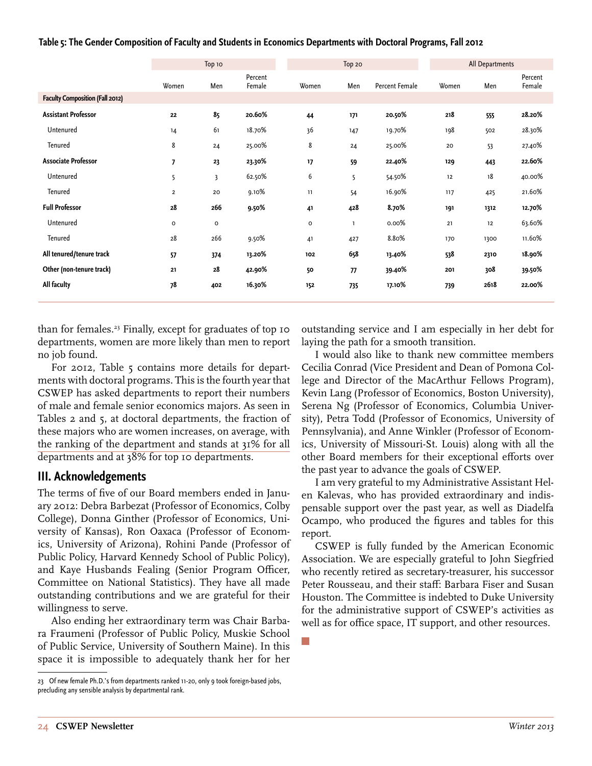**Table 5: The Gender Composition of Faculty and Students in Economics Departments with Doctoral Programs, Fall 2012**

| | Top 10 | | | Top 20 | | | All Departments | | |
|---|---|---|---|---|---|---|---|---|---|
| | Women | Men | Percent Female | Women | Men | Percent Female | Women | Men | Percent Female |
| **Faculty Composition (Fall 2012)** | | | | | | | | | |
| **Assistant Professor** | **22** | **85** | **20.60%** | **44** | **171** | **20.50%** | **218** | **555** | **28.20%** |
| Untenured | 14 | 61 | 18.70% | 36 | 147 | 19.70% | 198 | 502 | 28.30% |
| Tenured | 8 | 24 | 25.00% | 8 | 24 | 25.00% | 20 | 53 | 27.40% |
| **Associate Professor** | **7** | **23** | **23.30%** | **17** | **59** | **22.40%** | **129** | **443** | **22.60%** |
| Untenured | 5 | 3 | 62.50% | 6 | 5 | 54.50% | 12 | 18 | 40.00% |
| Tenured | 2 | 20 | 9.10% | 11 | 54 | 16.90% | 117 | 425 | 21.60% |
| **Full Professor** | **28** | **266** | **9.50%** | **41** | **428** | **8.70%** | **191** | **1312** | **12.70%** |
| Untenured | 0 | 0 | | 0 | 1 | 0.00% | 21 | 12 | 63.60% |
| Tenured | 28 | 266 | 9.50% | 41 | 427 | 8.80% | 170 | 1300 | 11.60% |
| **All tenured/tenure track** | **57** | **374** | **13.20%** | **102** | **658** | **13.40%** | **538** | **2310** | **18.90%** |
| **Other (non-tenure track)** | **21** | **28** | **42.90%** | **50** | **77** | **39.40%** | **201** | **308** | **39.50%** |
| **All faculty** | **78** | **402** | **16.30%** | **152** | **735** | **17.10%** | **739** | **2618** | **22.00%** |

than for females.[23] Finally, except for graduates of top 10 departments, women are more likely than men to report no job found.

For 2012, Table 5 contains more details for departments with doctoral programs. This is the fourth year that CSWEP has asked departments to report their numbers of male and female senior economics majors. As seen in Tables 2 and 5, at doctoral departments, the fraction of these majors who are women increases, on average, with the ranking of the department and stands at 31% for all departments and at 38% for top 10 departments.

## III. Acknowledgements

The terms of five of our Board members ended in January 2012: Debra Barbezat (Professor of Economics, Colby College), Donna Ginther (Professor of Economics, University of Kansas), Ron Oaxaca (Professor of Economics, University of Arizona), Rohini Pande (Professor of Public Policy, Harvard Kennedy School of Public Policy), and Kaye Husbands Fealing (Senior Program Officer, Committee on National Statistics). They have all made outstanding contributions and we are grateful for their willingness to serve.

Also ending her extraordinary term was Chair Barbara Fraumeni (Professor of Public Policy, Muskie School of Public Service, University of Southern Maine). In this space it is impossible to adequately thank her for her outstanding service and I am especially in her debt for laying the path for a smooth transition.

I would also like to thank new committee members Cecilia Conrad (Vice President and Dean of Pomona College and Director of the MacArthur Fellows Program), Kevin Lang (Professor of Economics, Boston University), Serena Ng (Professor of Economics, Columbia University), Petra Todd (Professor of Economics, University of Pennsylvania), and Anne Winkler (Professor of Economics, University of Missouri-St. Louis) along with all the other Board members for their exceptional efforts over the past year to advance the goals of CSWEP.

I am very grateful to my Administrative Assistant Helen Kalevas, who has provided extraordinary and indispensable support over the past year, as well as Diadelfa Ocampo, who produced the figures and tables for this report.

CSWEP is fully funded by the American Economic Association. We are especially grateful to John Siegfried who recently retired as secretary-treasurer, his successor Peter Rousseau, and their staff: Barbara Fiser and Susan Houston. The Committee is indebted to Duke University for the administrative support of CSWEP's activities as well as for office space, IT support, and other resources.

---

[23] Of new female Ph.D.'s from departments ranked 11-20, only 9 took foreign-based jobs, precluding any sensible analysis by departmental rank.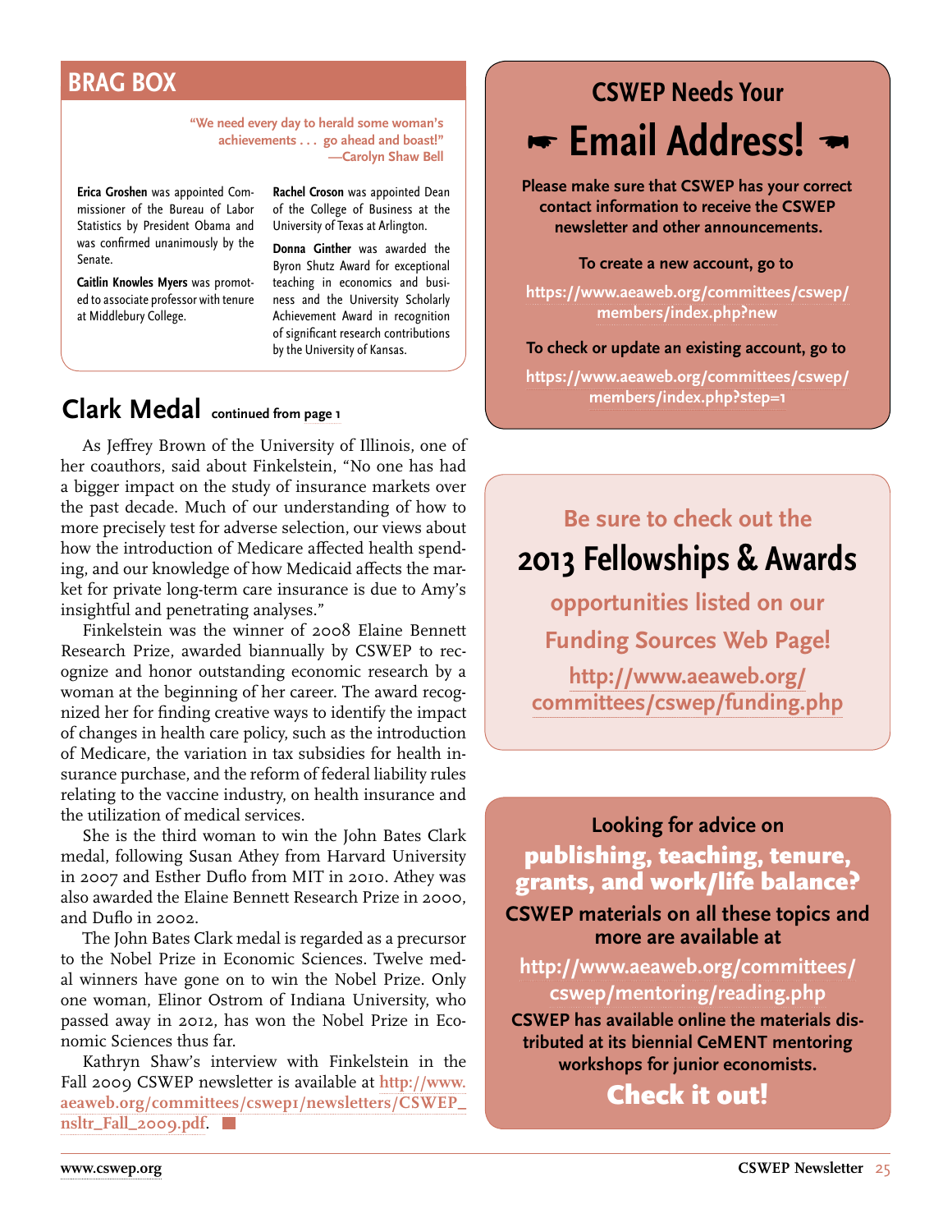## BRAG BOX

**"We need every day to herald some woman's achievements . . . go ahead and boast!"**
**—Carolyn Shaw Bell**

**Erica Groshen** was appointed Commissioner of the Bureau of Labor Statistics by President Obama and was confirmed unanimously by the Senate.

**Caitlin Knowles Myers** was promoted to associate professor with tenure at Middlebury College.

**Rachel Croson** was appointed Dean of the College of Business at the University of Texas at Arlington.

**Donna Ginther** was awarded the Byron Shutz Award for exceptional teaching in economics and business and the University Scholarly Achievement Award in recognition of significant research contributions by the University of Kansas.

## Clark Medal continued from page 1

As Jeffrey Brown of the University of Illinois, one of her coauthors, said about Finkelstein, "No one has had a bigger impact on the study of insurance markets over the past decade. Much of our understanding of how to more precisely test for adverse selection, our views about how the introduction of Medicare affected health spending, and our knowledge of how Medicaid affects the market for private long-term care insurance is due to Amy's insightful and penetrating analyses."

Finkelstein was the winner of 2008 Elaine Bennett Research Prize, awarded biannually by CSWEP to recognize and honor outstanding economic research by a woman at the beginning of her career. The award recognized her for finding creative ways to identify the impact of changes in health care policy, such as the introduction of Medicare, the variation in tax subsidies for health insurance purchase, and the reform of federal liability rules relating to the vaccine industry, on health insurance and the utilization of medical services.

She is the third woman to win the John Bates Clark medal, following Susan Athey from Harvard University in 2007 and Esther Duflo from MIT in 2010. Athey was also awarded the Elaine Bennett Research Prize in 2000, and Duflo in 2002.

The John Bates Clark medal is regarded as a precursor to the Nobel Prize in Economic Sciences. Twelve medal winners have gone on to win the Nobel Prize. Only one woman, Elinor Ostrom of Indiana University, who passed away in 2012, has won the Nobel Prize in Economic Sciences thus far.

Kathryn Shaw's interview with Finkelstein in the Fall 2009 CSWEP newsletter is available at http://www.aeaweb.org/committees/cswep1/newsletters/CSWEP_nsltr_Fall_2009.pdf.

## CSWEP Needs Your ☛ Email Address! ☚

**Please make sure that CSWEP has your correct contact information to receive the CSWEP newsletter and other announcements.**

**To create a new account, go to**

https://www.aeaweb.org/committees/cswep/members/index.php?new

**To check or update an existing account, go to**

https://www.aeaweb.org/committees/cswep/members/index.php?step=1

Be sure to check out the

## 2013 Fellowships & Awards

opportunities listed on our Funding Sources Web Page!

http://www.aeaweb.org/committees/cswep/funding.php

**Looking for advice on**

**publishing, teaching, tenure, grants, and work/life balance?**

**CSWEP materials on all these topics and more are available at**

http://www.aeaweb.org/committees/cswep/mentoring/reading.php

**CSWEP has available online the materials distributed at its biennial CeMENT mentoring workshops for junior economists.**

**Check it out!**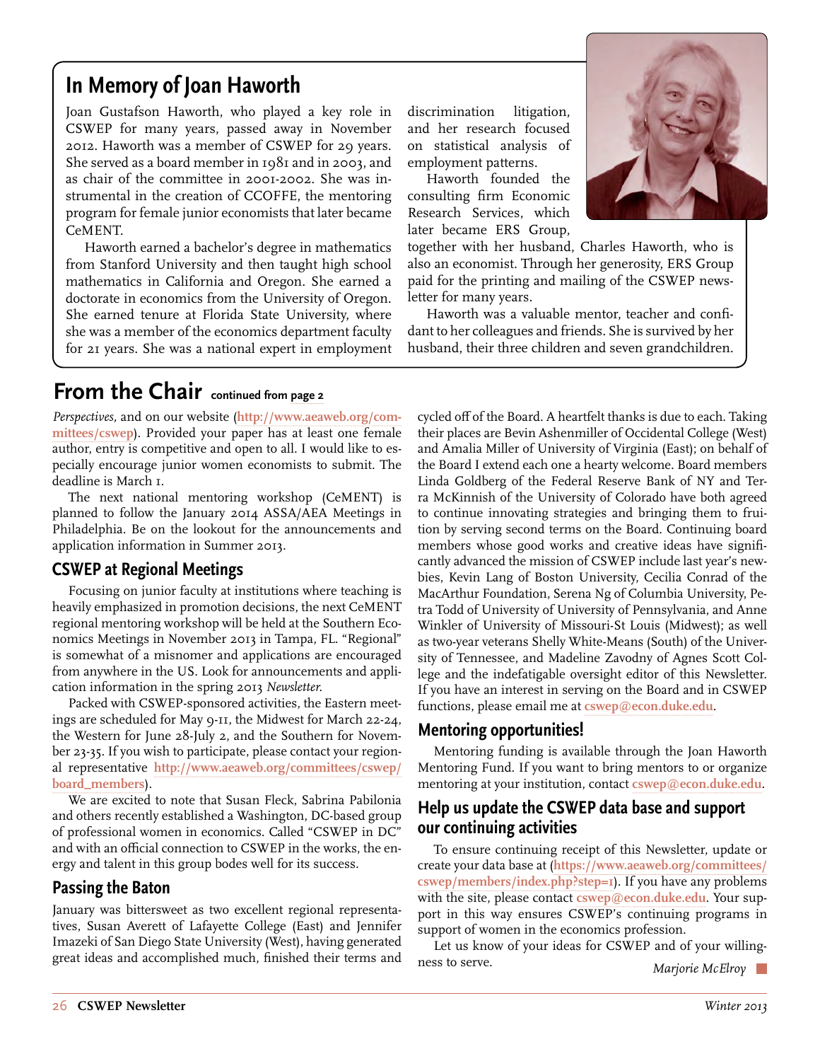## In Memory of Joan Haworth

Joan Gustafson Haworth, who played a key role in CSWEP for many years, passed away in November 2012. Haworth was a member of CSWEP for 29 years. She served as a board member in 1981 and in 2003, and as chair of the committee in 2001-2002. She was instrumental in the creation of CCOFFE, the mentoring program for female junior economists that later became CeMENT.

Haworth earned a bachelor's degree in mathematics from Stanford University and then taught high school mathematics in California and Oregon. She earned a doctorate in economics from the University of Oregon. She earned tenure at Florida State University, where she was a member of the economics department faculty for 21 years. She was a national expert in employment discrimination litigation, and her research focused on statistical analysis of employment patterns.

Haworth founded the consulting firm Economic Research Services, which later became ERS Group, together with her husband, Charles Haworth, who is also an economist. Through her generosity, ERS Group paid for the printing and mailing of the CSWEP newsletter for many years.

Haworth was a valuable mentor, teacher and confidant to her colleagues and friends. She is survived by her husband, their three children and seven grandchildren.

## From the Chair continued from page 2

*Perspectives*, and on our website (http://www.aeaweb.org/committees/cswep). Provided your paper has at least one female author, entry is competitive and open to all. I would like to especially encourage junior women economists to submit. The deadline is March 1.

The next national mentoring workshop (CeMENT) is planned to follow the January 2014 ASSA/AEA Meetings in Philadelphia. Be on the lookout for the announcements and application information in Summer 2013.

### CSWEP at Regional Meetings

Focusing on junior faculty at institutions where teaching is heavily emphasized in promotion decisions, the next CeMENT regional mentoring workshop will be held at the Southern Economics Meetings in November 2013 in Tampa, FL. "Regional" is somewhat of a misnomer and applications are encouraged from anywhere in the US. Look for announcements and application information in the spring 2013 *Newsletter*.

Packed with CSWEP-sponsored activities, the Eastern meetings are scheduled for May 9-11, the Midwest for March 22-24, the Western for June 28-July 2, and the Southern for November 23-35. If you wish to participate, please contact your regional representative http://www.aeaweb.org/committees/cswep/board_members).

We are excited to note that Susan Fleck, Sabrina Pabilonia and others recently established a Washington, DC-based group of professional women in economics. Called "CSWEP in DC" and with an official connection to CSWEP in the works, the energy and talent in this group bodes well for its success.

### Passing the Baton

January was bittersweet as two excellent regional representatives, Susan Averett of Lafayette College (East) and Jennifer Imazeki of San Diego State University (West), having generated great ideas and accomplished much, finished their terms and cycled off of the Board. A heartfelt thanks is due to each. Taking their places are Bevin Ashenmiller of Occidental College (West) and Amalia Miller of University of Virginia (East); on behalf of the Board I extend each one a hearty welcome. Board members Linda Goldberg of the Federal Reserve Bank of NY and Terra McKinnish of the University of Colorado have both agreed to continue innovating strategies and bringing them to fruition by serving second terms on the Board. Continuing board members whose good works and creative ideas have significantly advanced the mission of CSWEP include last year's newbies, Kevin Lang of Boston University, Cecilia Conrad of the MacArthur Foundation, Serena Ng of Columbia University, Petra Todd of University of University of Pennsylvania, and Anne Winkler of University of Missouri-St Louis (Midwest); as well as two-year veterans Shelly White-Means (South) of the University of Tennessee, and Madeline Zavodny of Agnes Scott College and the indefatigable oversight editor of this Newsletter. If you have an interest in serving on the Board and in CSWEP functions, please email me at cswep@econ.duke.edu.

### Mentoring opportunities!

Mentoring funding is available through the Joan Haworth Mentoring Fund. If you want to bring mentors to or organize mentoring at your institution, contact cswep@econ.duke.edu.

### Help us update the CSWEP data base and support our continuing activities

To ensure continuing receipt of this Newsletter, update or create your data base at (https://www.aeaweb.org/committees/cswep/members/index.php?step=1). If you have any problems with the site, please contact cswep@econ.duke.edu. Your support in this way ensures CSWEP's continuing programs in support of women in the economics profession.

Let us know of your ideas for CSWEP and of your willingness to serve.

*Marjorie McElroy*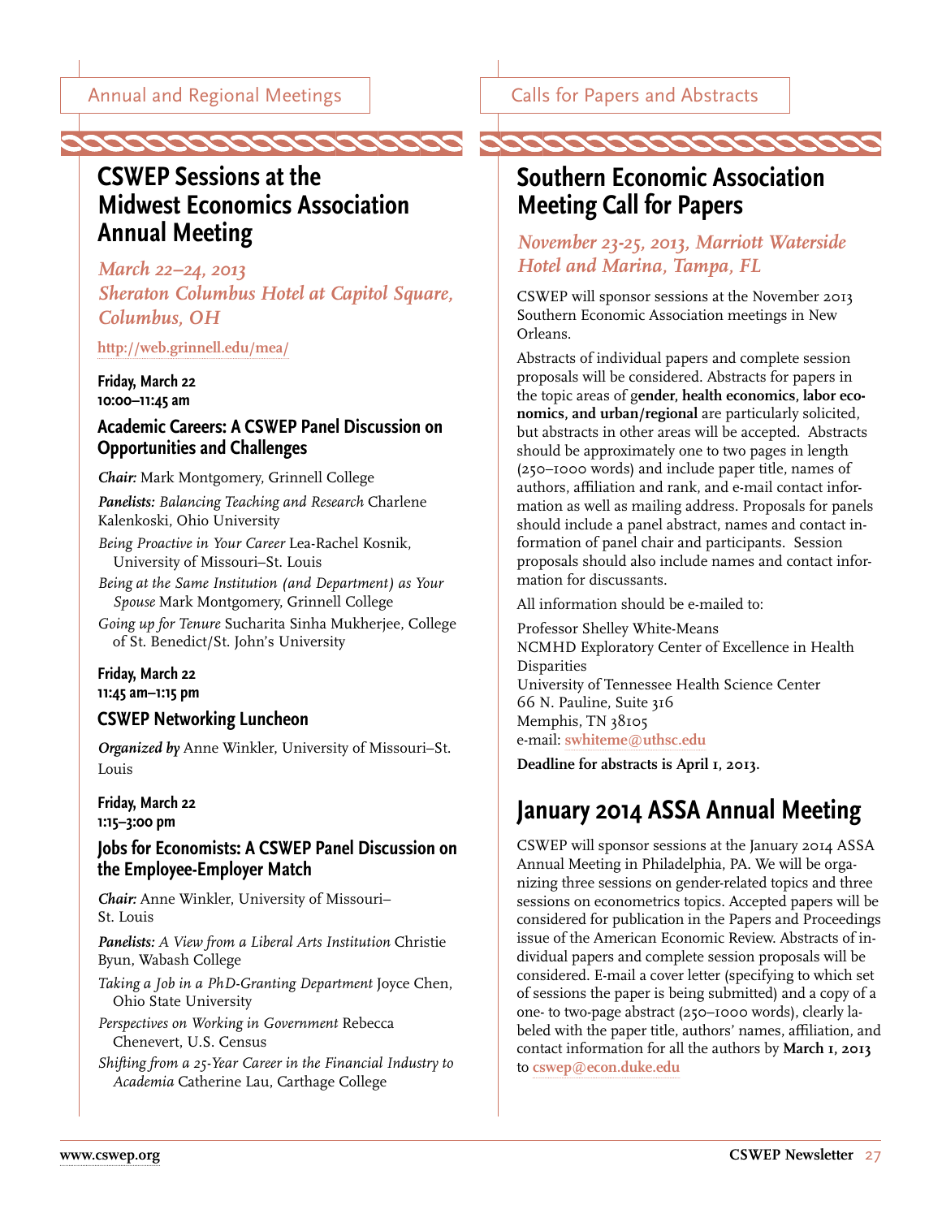Annual and Regional Meetings

# CSWEP Sessions at the Midwest Economics Association Annual Meeting

*March 22–24, 2013*
*Sheraton Columbus Hotel at Capitol Square, Columbus, OH*

http://web.grinnell.edu/mea/

**Friday, March 22**
**10:00–11:45 am**

### Academic Careers: A CSWEP Panel Discussion on Opportunities and Challenges

***Chair:*** Mark Montgomery, Grinnell College

***Panelists:*** *Balancing Teaching and Research* Charlene Kalenkoski, Ohio University

*Being Proactive in Your Career* Lea-Rachel Kosnik, University of Missouri–St. Louis

*Being at the Same Institution (and Department) as Your Spouse* Mark Montgomery, Grinnell College

*Going up for Tenure* Sucharita Sinha Mukherjee, College of St. Benedict/St. John's University

**Friday, March 22**
**11:45 am–1:15 pm**

### CSWEP Networking Luncheon

***Organized by*** Anne Winkler, University of Missouri–St. Louis

**Friday, March 22**
**1:15–3:00 pm**

### Jobs for Economists: A CSWEP Panel Discussion on the Employee-Employer Match

***Chair:*** Anne Winkler, University of Missouri–St. Louis

***Panelists:*** *A View from a Liberal Arts Institution* Christie Byun, Wabash College

*Taking a Job in a PhD-Granting Department* Joyce Chen, Ohio State University

*Perspectives on Working in Government* Rebecca Chenevert, U.S. Census

*Shifting from a 25-Year Career in the Financial Industry to Academia* Catherine Lau, Carthage College

Calls for Papers and Abstracts

# Southern Economic Association Meeting Call for Papers

*November 23-25, 2013, Marriott Waterside Hotel and Marina, Tampa, FL*

CSWEP will sponsor sessions at the November 2013 Southern Economic Association meetings in New Orleans.

Abstracts of individual papers and complete session proposals will be considered. Abstracts for papers in the topic areas of g**ender, health economics, labor economics, and urban/regional** are particularly solicited, but abstracts in other areas will be accepted. Abstracts should be approximately one to two pages in length (250–1000 words) and include paper title, names of authors, affiliation and rank, and e-mail contact information as well as mailing address. Proposals for panels should include a panel abstract, names and contact information of panel chair and participants. Session proposals should also include names and contact information for discussants.

All information should be e-mailed to:

Professor Shelley White-Means
NCMHD Exploratory Center of Excellence in Health Disparities
University of Tennessee Health Science Center
66 N. Pauline, Suite 316
Memphis, TN 38105
e-mail: swhiteme@uthsc.edu

**Deadline for abstracts is April 1, 2013.**

# January 2014 ASSA Annual Meeting

CSWEP will sponsor sessions at the January 2014 ASSA Annual Meeting in Philadelphia, PA. We will be organizing three sessions on gender-related topics and three sessions on econometrics topics. Accepted papers will be considered for publication in the Papers and Proceedings issue of the American Economic Review. Abstracts of individual papers and complete session proposals will be considered. E-mail a cover letter (specifying to which set of sessions the paper is being submitted) and a copy of a one- to two-page abstract (250–1000 words), clearly labeled with the paper title, authors' names, affiliation, and contact information for all the authors by **March 1, 2013** to cswep@econ.duke.edu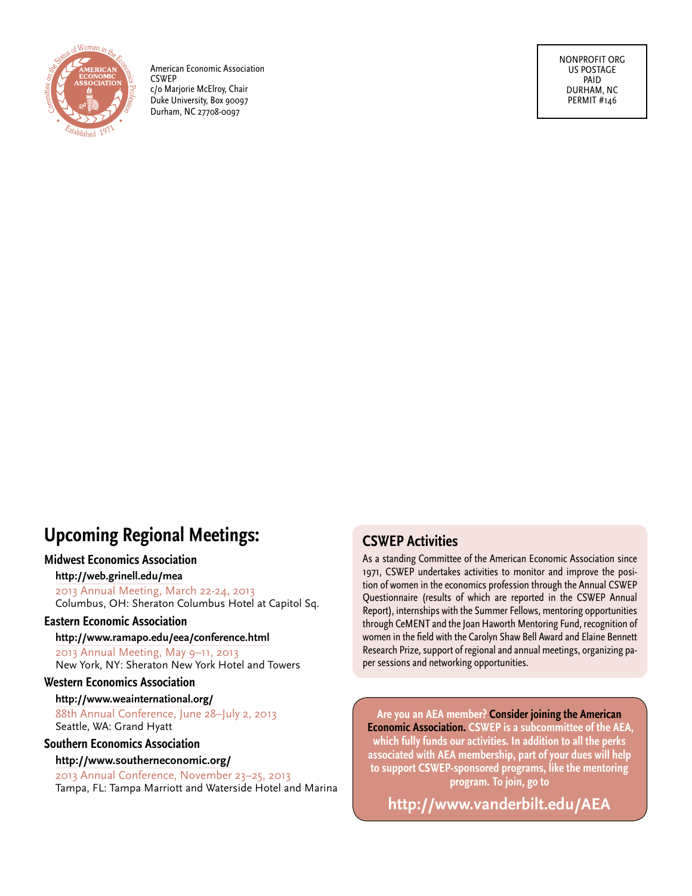American Economic Association
CSWEP
c/o Marjorie McElroy, Chair
Duke University, Box 90097
Durham, NC 27708-0097

NONPROFIT ORG
US POSTAGE
PAID
DURHAM, NC
PERMIT #146

## Upcoming Regional Meetings:

### Midwest Economics Association

**http://web.grinell.edu/mea**

2013 Annual Meeting, March 22-24, 2013
Columbus, OH: Sheraton Columbus Hotel at Capitol Sq.

### Eastern Economic Association

**http://www.ramapo.edu/eea/conference.html**

2013 Annual Meeting, May 9–11, 2013
New York, NY: Sheraton New York Hotel and Towers

### Western Economics Association

**http://www.weainternational.org/**

88th Annual Conference, June 28–July 2, 2013
Seattle, WA: Grand Hyatt

### Southern Economics Association

**http://www.southerneconomic.org/**

2013 Annual Conference, November 23–25, 2013
Tampa, FL: Tampa Marriott and Waterside Hotel and Marina

## CSWEP Activities

As a standing Committee of the American Economic Association since 1971, CSWEP undertakes activities to monitor and improve the position of women in the economics profession through the Annual CSWEP Questionnaire (results of which are reported in the CSWEP Annual Report), internships with the Summer Fellows, mentoring opportunities through CeMENT and the Joan Haworth Mentoring Fund, recognition of women in the field with the Carolyn Shaw Bell Award and Elaine Bennett Research Prize, support of regional and annual meetings, organizing paper sessions and networking opportunities.

**Are you an AEA member? Consider joining the American Economic Association. CSWEP is a subcommittee of the AEA, which fully funds our activities. In addition to all the perks associated with AEA membership, part of your dues will help to support CSWEP-sponsored programs, like the mentoring program. To join, go to**

**http://www.vanderbilt.edu/AEA**